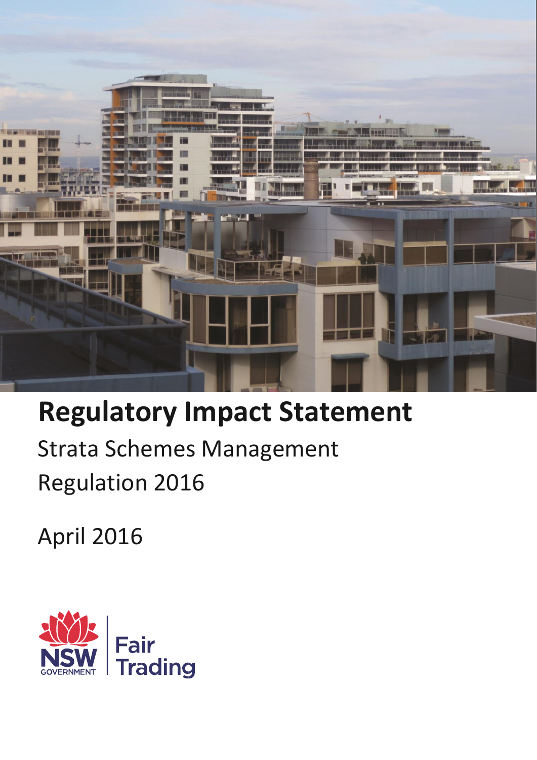# Regulatory Impact Statement

Strata Schemes Management Regulation 2016

April 2016

NSW GOVERNMENT | Fair Trading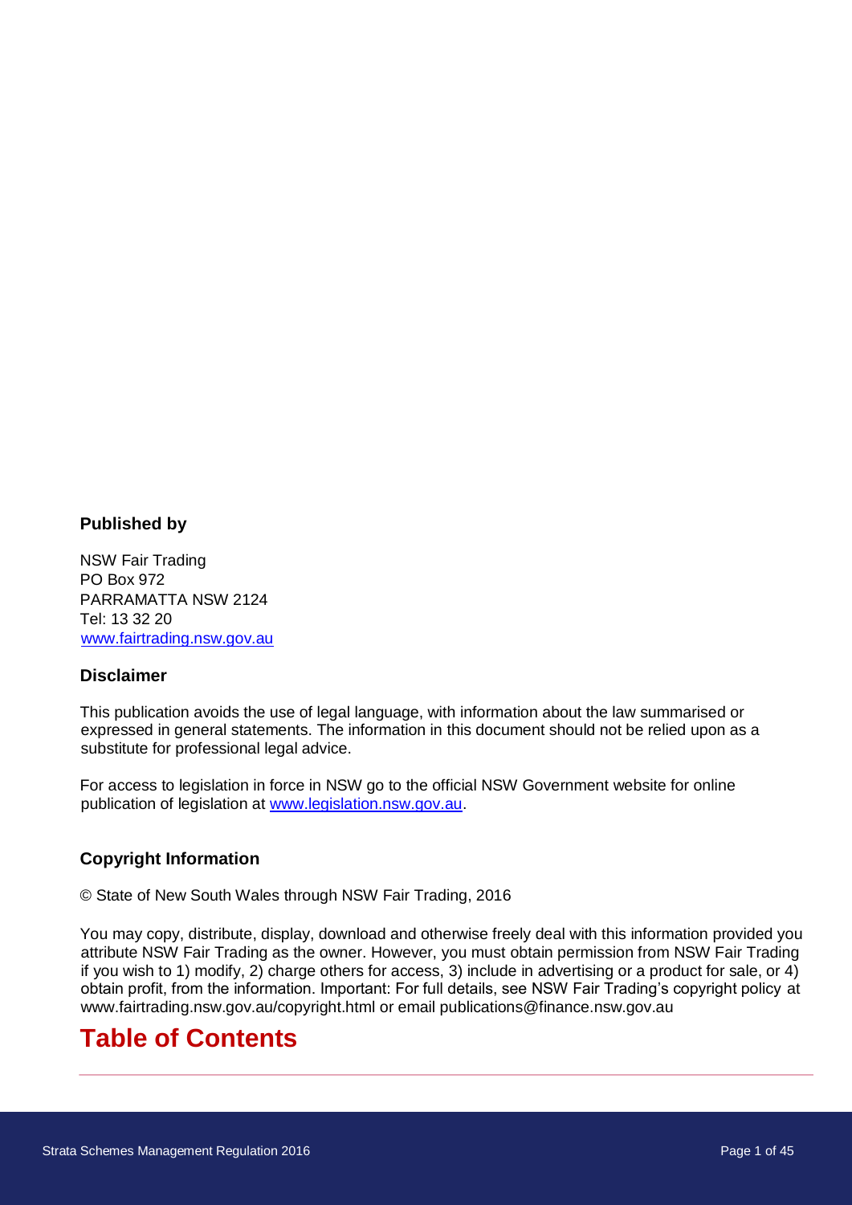#### Published by

NSW Fair Trading
PO Box 972
PARRAMATTA NSW 2124
Tel: 13 32 20
www.fairtrading.nsw.gov.au

#### Disclaimer

This publication avoids the use of legal language, with information about the law summarised or expressed in general statements. The information in this document should not be relied upon as a substitute for professional legal advice.

For access to legislation in force in NSW go to the official NSW Government website for online publication of legislation at www.legislation.nsw.gov.au.

#### Copyright Information

© State of New South Wales through NSW Fair Trading, 2016

You may copy, distribute, display, download and otherwise freely deal with this information provided you attribute NSW Fair Trading as the owner. However, you must obtain permission from NSW Fair Trading if you wish to 1) modify, 2) charge others for access, 3) include in advertising or a product for sale, or 4) obtain profit, from the information. Important: For full details, see NSW Fair Trading's copyright policy at www.fairtrading.nsw.gov.au/copyright.html or email publications@finance.nsw.gov.au

# Table of Contents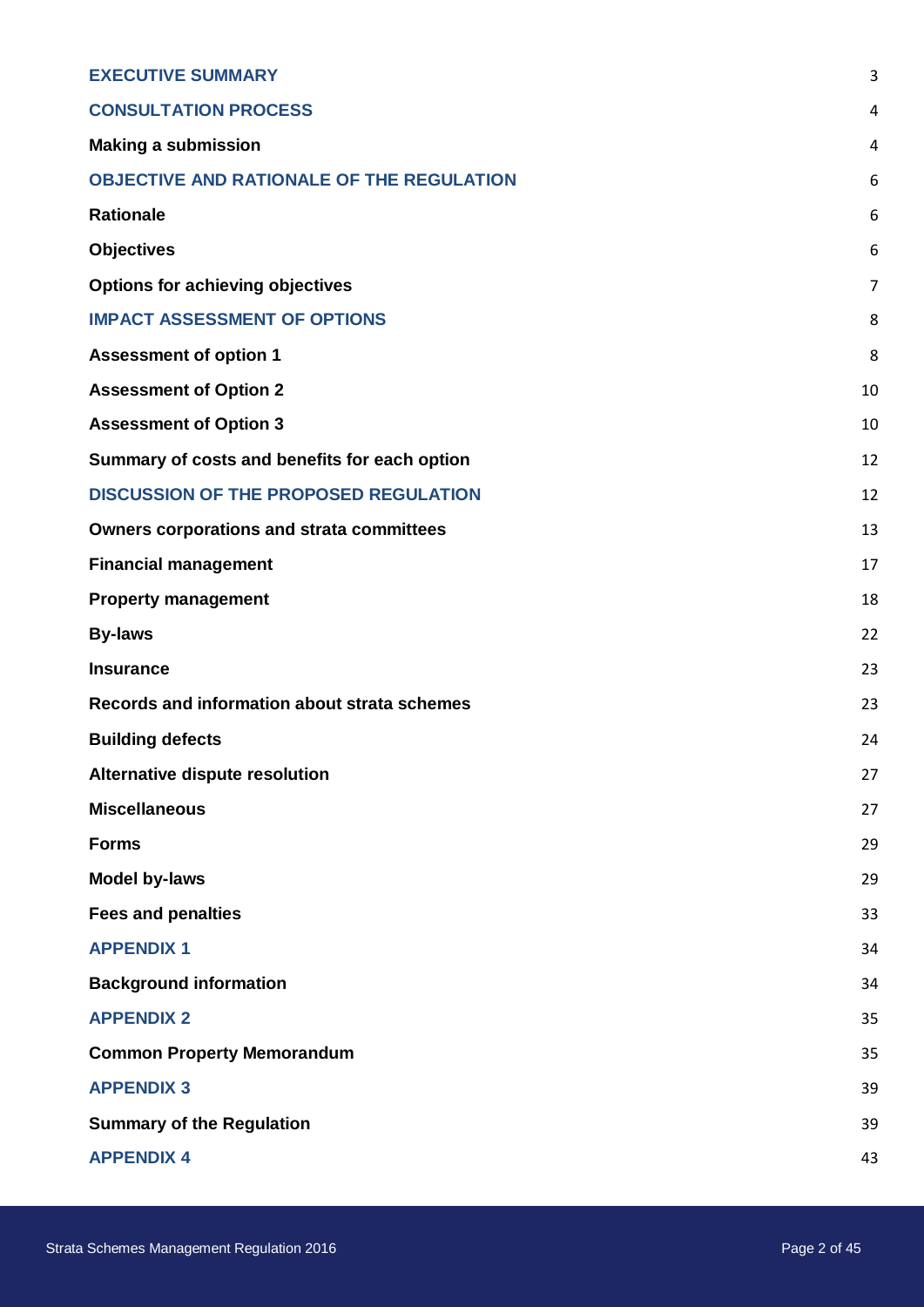| | |
|---|---|
| **EXECUTIVE SUMMARY** | 3 |
| **CONSULTATION PROCESS** | 4 |
| **Making a submission** | 4 |
| **OBJECTIVE AND RATIONALE OF THE REGULATION** | 6 |
| **Rationale** | 6 |
| **Objectives** | 6 |
| **Options for achieving objectives** | 7 |
| **IMPACT ASSESSMENT OF OPTIONS** | 8 |
| **Assessment of option 1** | 8 |
| **Assessment of Option 2** | 10 |
| **Assessment of Option 3** | 10 |
| **Summary of costs and benefits for each option** | 12 |
| **DISCUSSION OF THE PROPOSED REGULATION** | 12 |
| **Owners corporations and strata committees** | 13 |
| **Financial management** | 17 |
| **Property management** | 18 |
| **By-laws** | 22 |
| **Insurance** | 23 |
| **Records and information about strata schemes** | 23 |
| **Building defects** | 24 |
| **Alternative dispute resolution** | 27 |
| **Miscellaneous** | 27 |
| **Forms** | 29 |
| **Model by-laws** | 29 |
| **Fees and penalties** | 33 |
| **APPENDIX 1** | 34 |
| **Background information** | 34 |
| **APPENDIX 2** | 35 |
| **Common Property Memorandum** | 35 |
| **APPENDIX 3** | 39 |
| **Summary of the Regulation** | 39 |
| **APPENDIX 4** | 43 |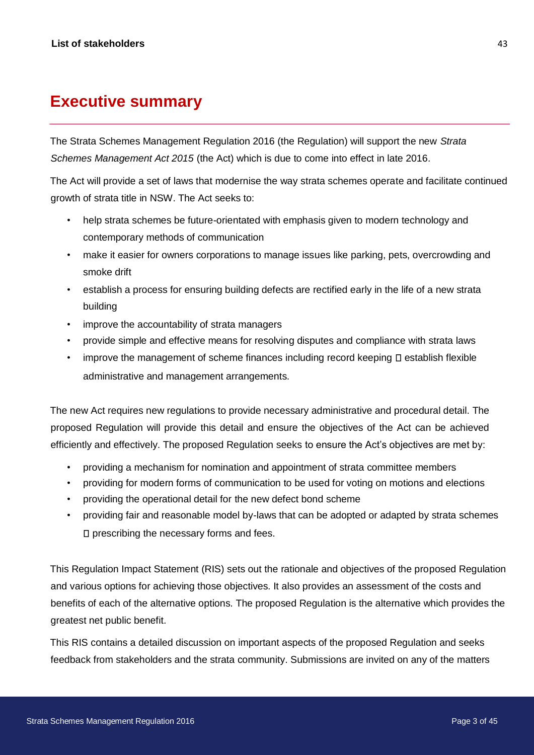**List of stakeholders** 43

# Executive summary

The Strata Schemes Management Regulation 2016 (the Regulation) will support the new *Strata Schemes Management Act 2015* (the Act) which is due to come into effect in late 2016.

The Act will provide a set of laws that modernise the way strata schemes operate and facilitate continued growth of strata title in NSW. The Act seeks to:

- help strata schemes be future-orientated with emphasis given to modern technology and contemporary methods of communication
- make it easier for owners corporations to manage issues like parking, pets, overcrowding and smoke drift
- establish a process for ensuring building defects are rectified early in the life of a new strata building
- improve the accountability of strata managers
- provide simple and effective means for resolving disputes and compliance with strata laws
- improve the management of scheme finances including record keeping  establish flexible administrative and management arrangements.

The new Act requires new regulations to provide necessary administrative and procedural detail. The proposed Regulation will provide this detail and ensure the objectives of the Act can be achieved efficiently and effectively. The proposed Regulation seeks to ensure the Act's objectives are met by:

- providing a mechanism for nomination and appointment of strata committee members
- providing for modern forms of communication to be used for voting on motions and elections
- providing the operational detail for the new defect bond scheme
- providing fair and reasonable model by-laws that can be adopted or adapted by strata schemes  prescribing the necessary forms and fees.

This Regulation Impact Statement (RIS) sets out the rationale and objectives of the proposed Regulation and various options for achieving those objectives. It also provides an assessment of the costs and benefits of each of the alternative options. The proposed Regulation is the alternative which provides the greatest net public benefit.

This RIS contains a detailed discussion on important aspects of the proposed Regulation and seeks feedback from stakeholders and the strata community. Submissions are invited on any of the matters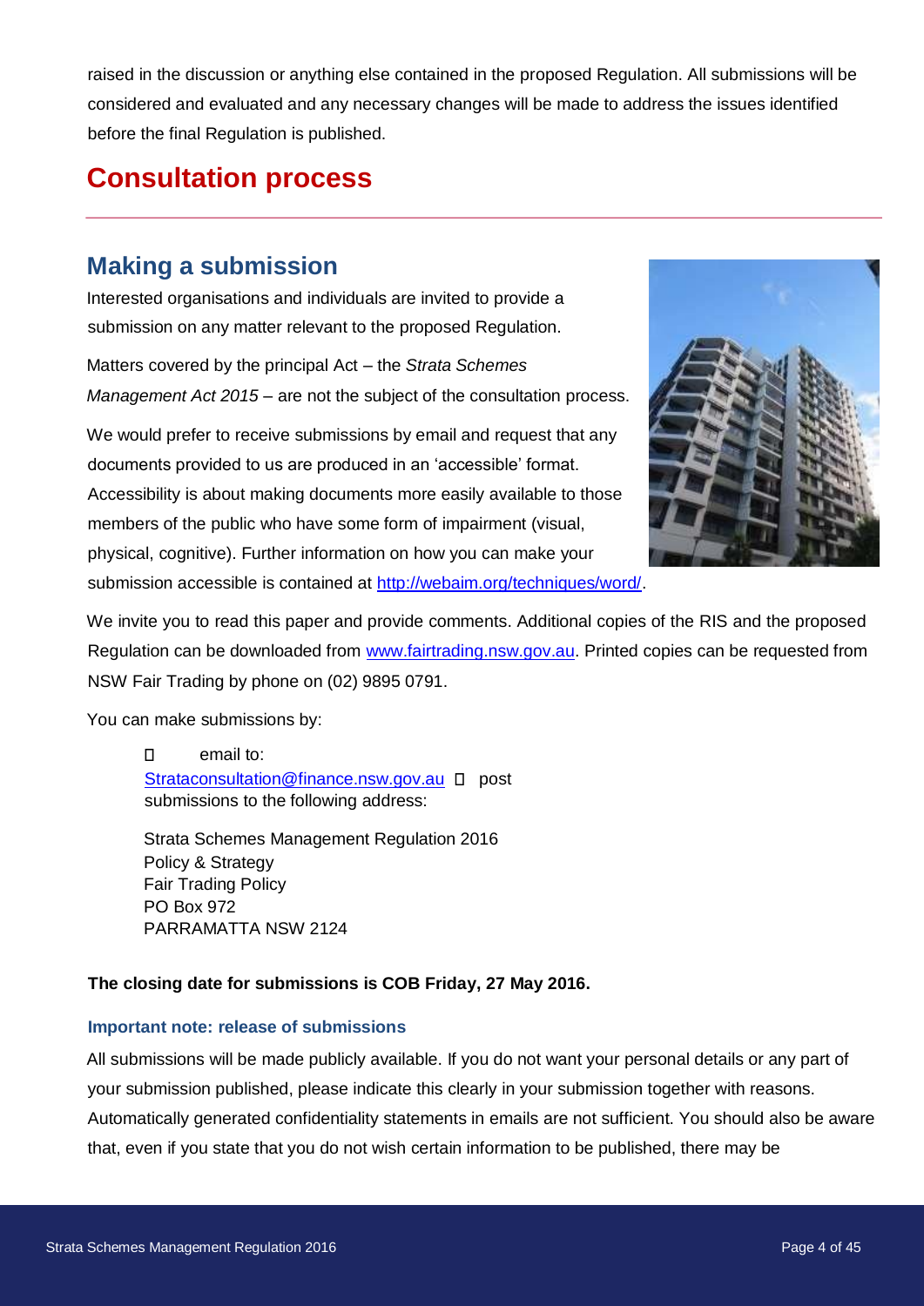raised in the discussion or anything else contained in the proposed Regulation. All submissions will be considered and evaluated and any necessary changes will be made to address the issues identified before the final Regulation is published.

# Consultation process

## Making a submission

Interested organisations and individuals are invited to provide a submission on any matter relevant to the proposed Regulation.

Matters covered by the principal Act – the *Strata Schemes Management Act 2015* – are not the subject of the consultation process.

We would prefer to receive submissions by email and request that any documents provided to us are produced in an 'accessible' format. Accessibility is about making documents more easily available to those members of the public who have some form of impairment (visual, physical, cognitive). Further information on how you can make your submission accessible is contained at http://webaim.org/techniques/word/.

We invite you to read this paper and provide comments. Additional copies of the RIS and the proposed Regulation can be downloaded from www.fairtrading.nsw.gov.au. Printed copies can be requested from NSW Fair Trading by phone on (02) 9895 0791.

You can make submissions by:

- email to: Strataconsultation@finance.nsw.gov.au
- post submissions to the following address:

Strata Schemes Management Regulation 2016
Policy & Strategy
Fair Trading Policy
PO Box 972
PARRAMATTA NSW 2124

**The closing date for submissions is COB Friday, 27 May 2016.**

### Important note: release of submissions

All submissions will be made publicly available. If you do not want your personal details or any part of your submission published, please indicate this clearly in your submission together with reasons. Automatically generated confidentiality statements in emails are not sufficient. You should also be aware that, even if you state that you do not wish certain information to be published, there may be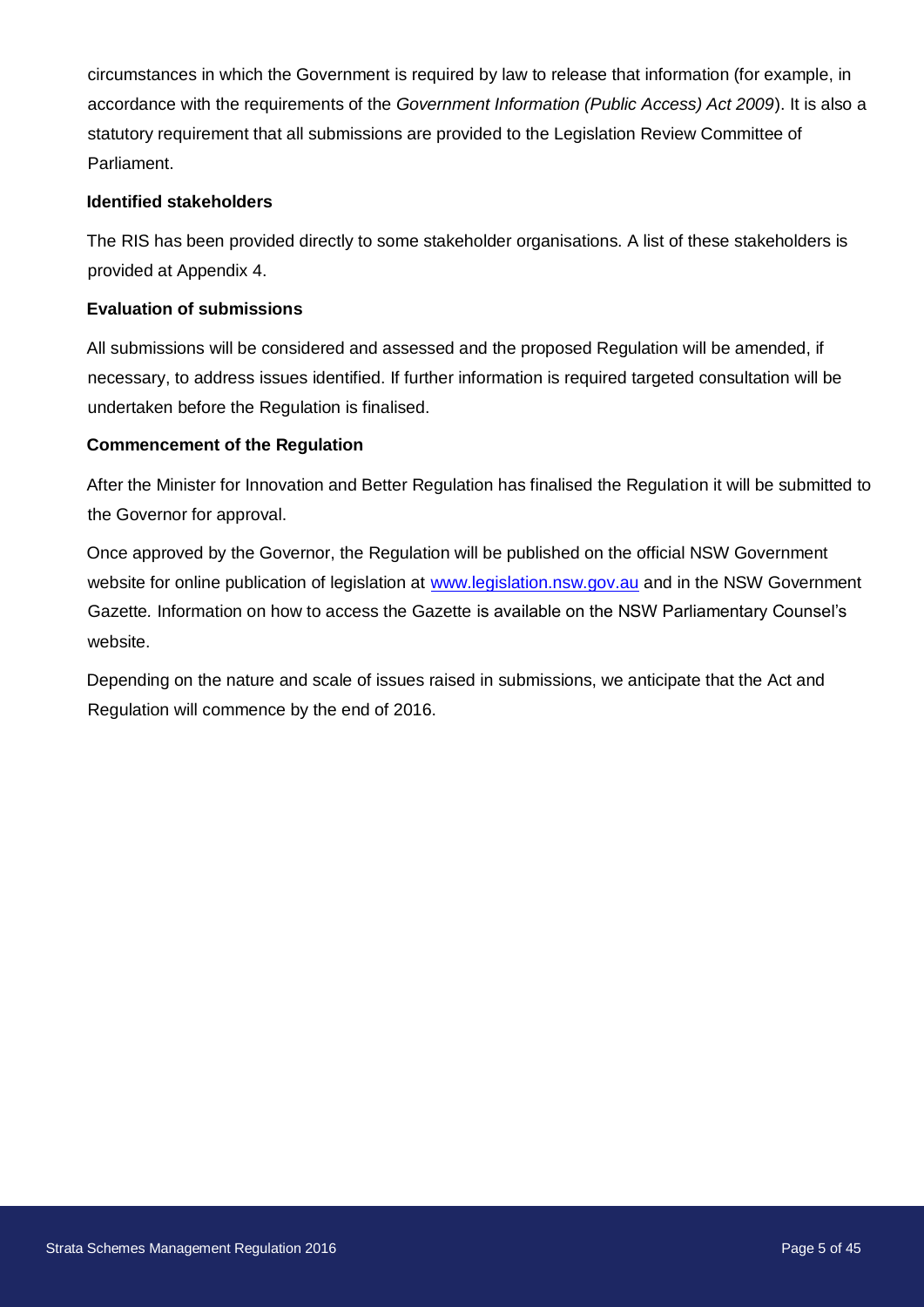circumstances in which the Government is required by law to release that information (for example, in accordance with the requirements of the *Government Information (Public Access) Act 2009*). It is also a statutory requirement that all submissions are provided to the Legislation Review Committee of Parliament.

### Identified stakeholders

The RIS has been provided directly to some stakeholder organisations. A list of these stakeholders is provided at Appendix 4.

### Evaluation of submissions

All submissions will be considered and assessed and the proposed Regulation will be amended, if necessary, to address issues identified. If further information is required targeted consultation will be undertaken before the Regulation is finalised.

### Commencement of the Regulation

After the Minister for Innovation and Better Regulation has finalised the Regulation it will be submitted to the Governor for approval.

Once approved by the Governor, the Regulation will be published on the official NSW Government website for online publication of legislation at [www.legislation.nsw.gov.au](http://www.legislation.nsw.gov.au) and in the NSW Government Gazette. Information on how to access the Gazette is available on the NSW Parliamentary Counsel's website.

Depending on the nature and scale of issues raised in submissions, we anticipate that the Act and Regulation will commence by the end of 2016.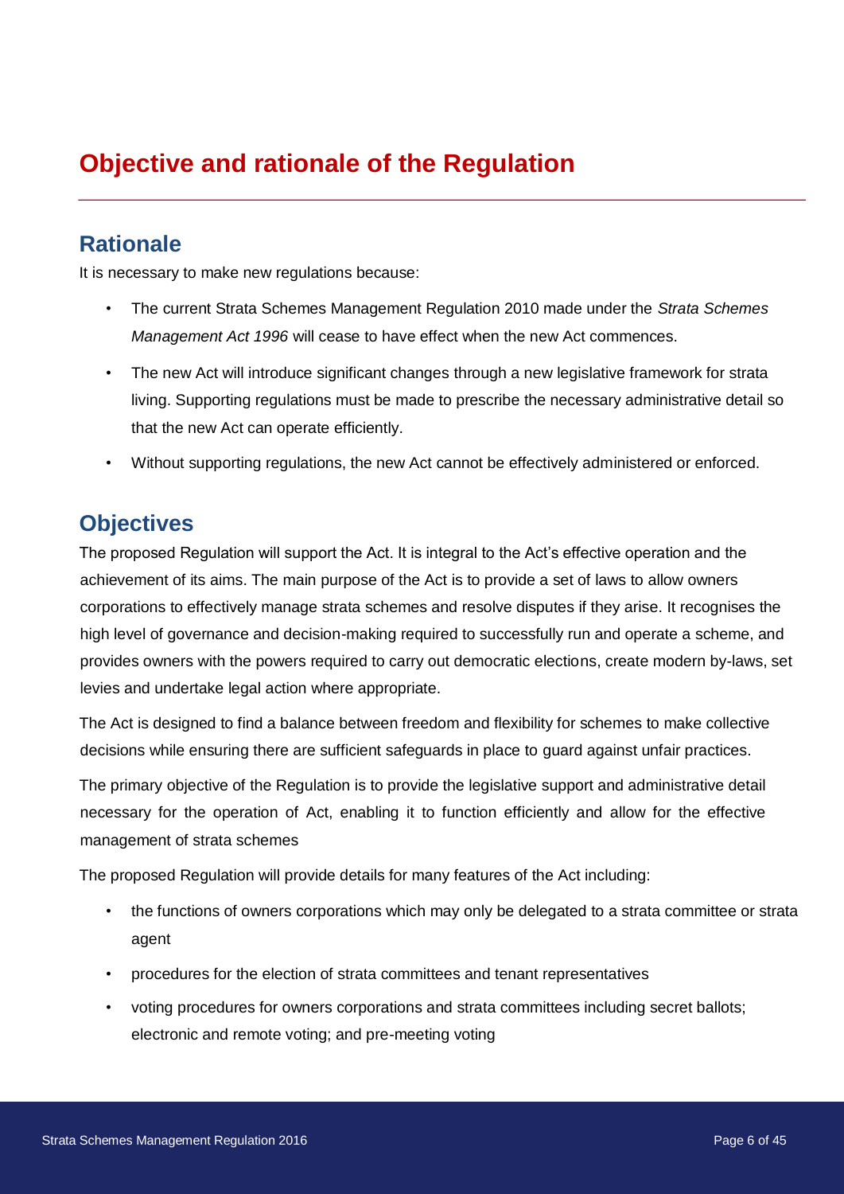# Objective and rationale of the Regulation

## Rationale

It is necessary to make new regulations because:

- The current Strata Schemes Management Regulation 2010 made under the *Strata Schemes Management Act 1996* will cease to have effect when the new Act commences.
- The new Act will introduce significant changes through a new legislative framework for strata living. Supporting regulations must be made to prescribe the necessary administrative detail so that the new Act can operate efficiently.
- Without supporting regulations, the new Act cannot be effectively administered or enforced.

## Objectives

The proposed Regulation will support the Act. It is integral to the Act's effective operation and the achievement of its aims. The main purpose of the Act is to provide a set of laws to allow owners corporations to effectively manage strata schemes and resolve disputes if they arise. It recognises the high level of governance and decision-making required to successfully run and operate a scheme, and provides owners with the powers required to carry out democratic elections, create modern by-laws, set levies and undertake legal action where appropriate.

The Act is designed to find a balance between freedom and flexibility for schemes to make collective decisions while ensuring there are sufficient safeguards in place to guard against unfair practices.

The primary objective of the Regulation is to provide the legislative support and administrative detail necessary for the operation of Act, enabling it to function efficiently and allow for the effective management of strata schemes

The proposed Regulation will provide details for many features of the Act including:

- the functions of owners corporations which may only be delegated to a strata committee or strata agent
- procedures for the election of strata committees and tenant representatives
- voting procedures for owners corporations and strata committees including secret ballots; electronic and remote voting; and pre-meeting voting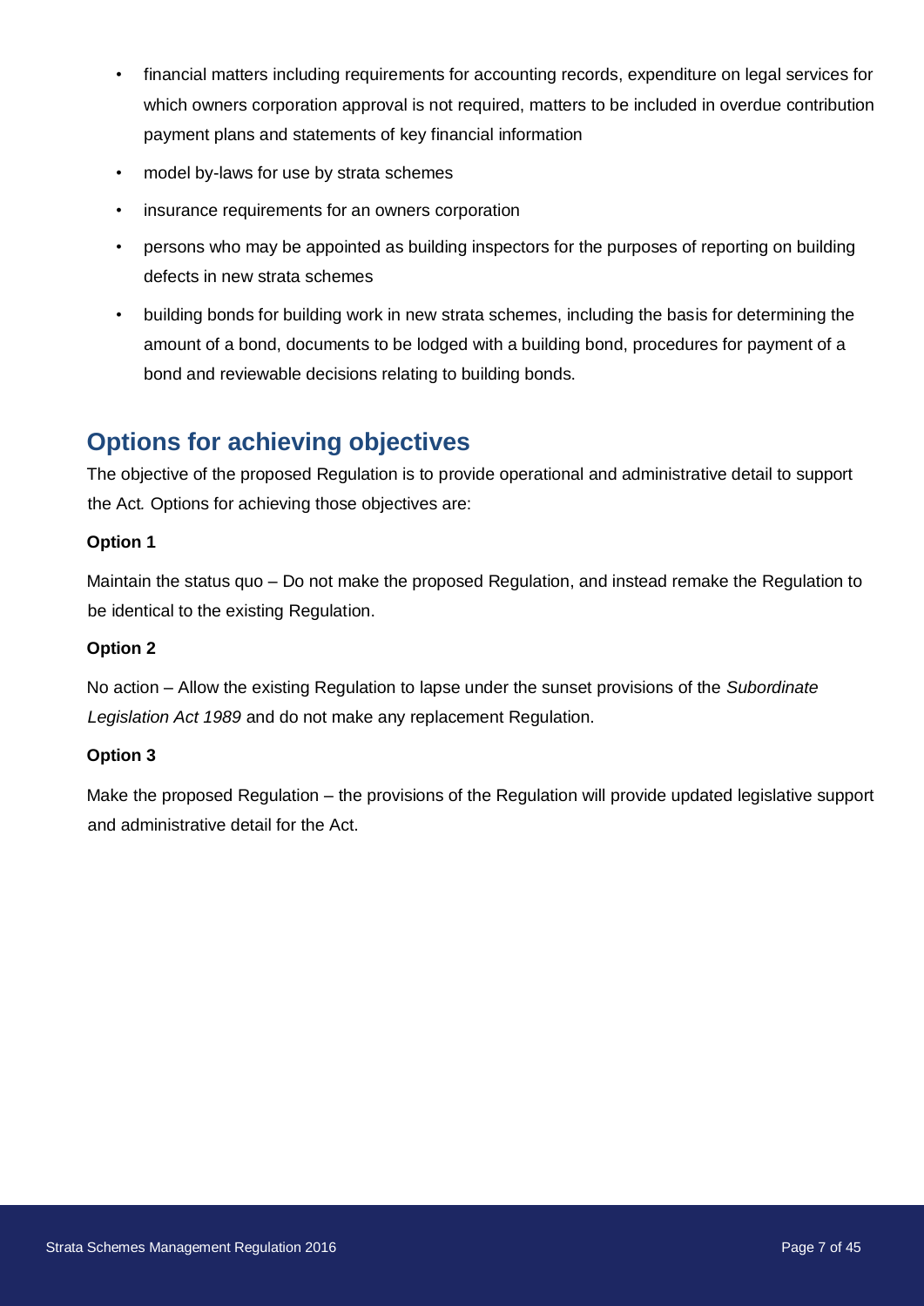- financial matters including requirements for accounting records, expenditure on legal services for which owners corporation approval is not required, matters to be included in overdue contribution payment plans and statements of key financial information
- model by-laws for use by strata schemes
- insurance requirements for an owners corporation
- persons who may be appointed as building inspectors for the purposes of reporting on building defects in new strata schemes
- building bonds for building work in new strata schemes, including the basis for determining the amount of a bond, documents to be lodged with a building bond, procedures for payment of a bond and reviewable decisions relating to building bonds.

## Options for achieving objectives

The objective of the proposed Regulation is to provide operational and administrative detail to support the Act. Options for achieving those objectives are:

**Option 1**

Maintain the status quo – Do not make the proposed Regulation, and instead remake the Regulation to be identical to the existing Regulation.

**Option 2**

No action – Allow the existing Regulation to lapse under the sunset provisions of the *Subordinate Legislation Act 1989* and do not make any replacement Regulation.

**Option 3**

Make the proposed Regulation – the provisions of the Regulation will provide updated legislative support and administrative detail for the Act.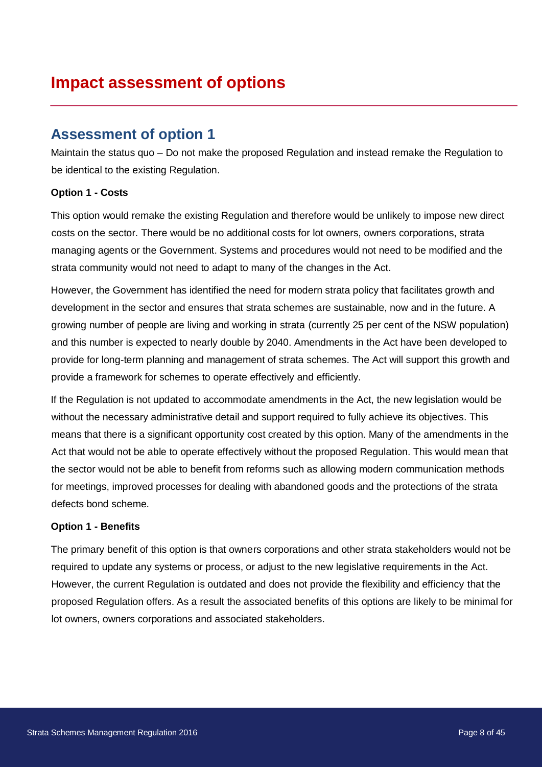# Impact assessment of options

## Assessment of option 1

Maintain the status quo – Do not make the proposed Regulation and instead remake the Regulation to be identical to the existing Regulation.

**Option 1 - Costs**

This option would remake the existing Regulation and therefore would be unlikely to impose new direct costs on the sector. There would be no additional costs for lot owners, owners corporations, strata managing agents or the Government. Systems and procedures would not need to be modified and the strata community would not need to adapt to many of the changes in the Act.

However, the Government has identified the need for modern strata policy that facilitates growth and development in the sector and ensures that strata schemes are sustainable, now and in the future. A growing number of people are living and working in strata (currently 25 per cent of the NSW population) and this number is expected to nearly double by 2040. Amendments in the Act have been developed to provide for long-term planning and management of strata schemes. The Act will support this growth and provide a framework for schemes to operate effectively and efficiently.

If the Regulation is not updated to accommodate amendments in the Act, the new legislation would be without the necessary administrative detail and support required to fully achieve its objectives. This means that there is a significant opportunity cost created by this option. Many of the amendments in the Act that would not be able to operate effectively without the proposed Regulation. This would mean that the sector would not be able to benefit from reforms such as allowing modern communication methods for meetings, improved processes for dealing with abandoned goods and the protections of the strata defects bond scheme.

**Option 1 - Benefits**

The primary benefit of this option is that owners corporations and other strata stakeholders would not be required to update any systems or process, or adjust to the new legislative requirements in the Act. However, the current Regulation is outdated and does not provide the flexibility and efficiency that the proposed Regulation offers. As a result the associated benefits of this options are likely to be minimal for lot owners, owners corporations and associated stakeholders.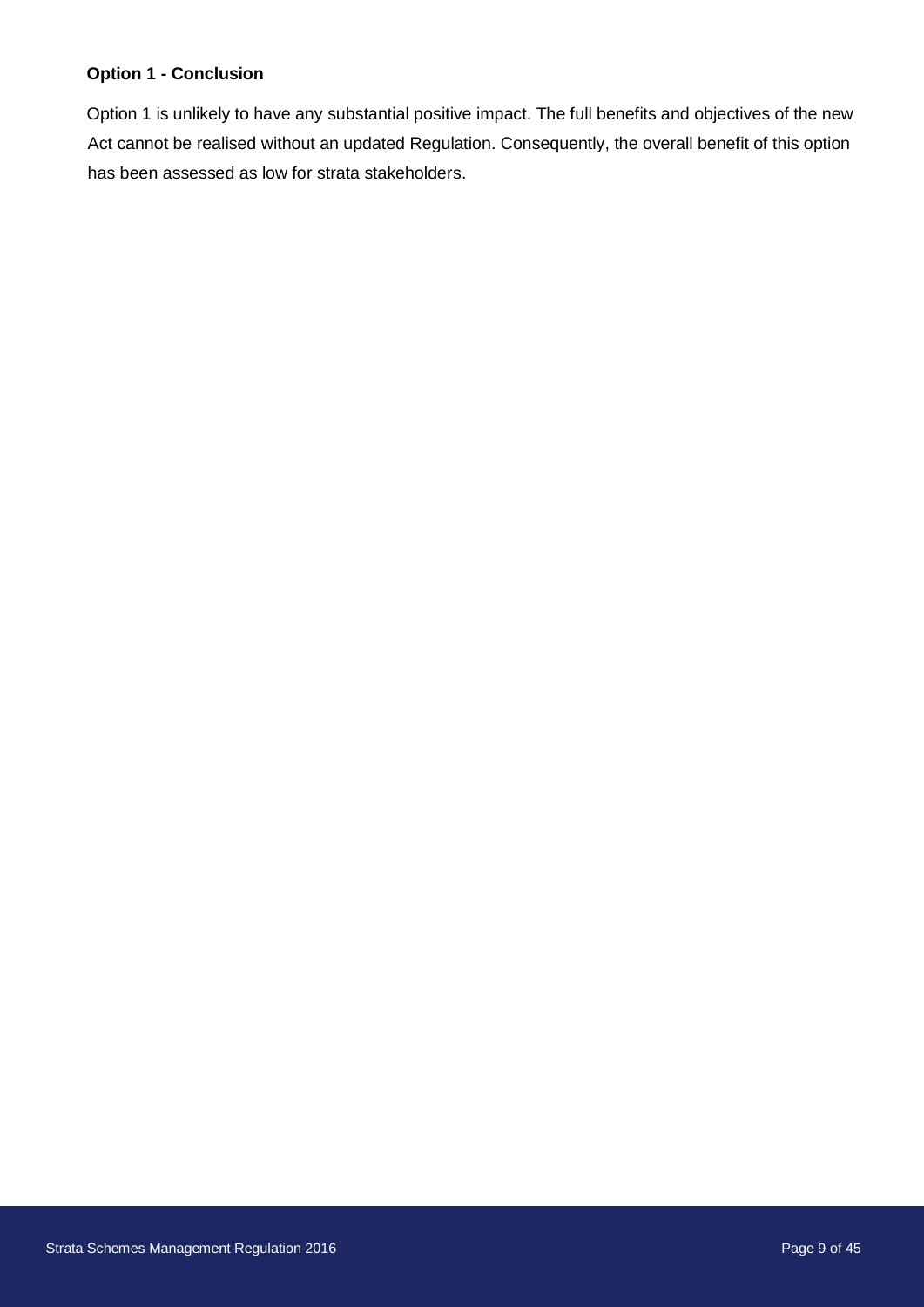**Option 1 - Conclusion**

Option 1 is unlikely to have any substantial positive impact. The full benefits and objectives of the new Act cannot be realised without an updated Regulation. Consequently, the overall benefit of this option has been assessed as low for strata stakeholders.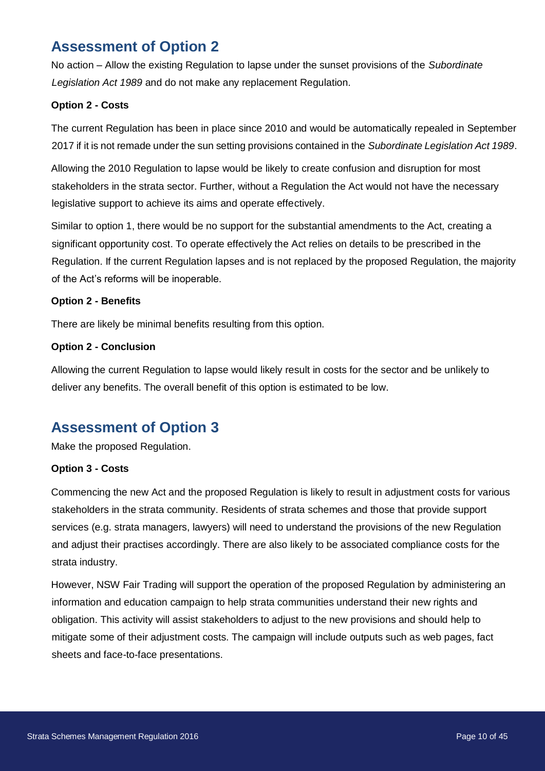## Assessment of Option 2

No action – Allow the existing Regulation to lapse under the sunset provisions of the *Subordinate Legislation Act 1989* and do not make any replacement Regulation.

**Option 2 - Costs**

The current Regulation has been in place since 2010 and would be automatically repealed in September 2017 if it is not remade under the sun setting provisions contained in the *Subordinate Legislation Act 1989*.

Allowing the 2010 Regulation to lapse would be likely to create confusion and disruption for most stakeholders in the strata sector. Further, without a Regulation the Act would not have the necessary legislative support to achieve its aims and operate effectively.

Similar to option 1, there would be no support for the substantial amendments to the Act, creating a significant opportunity cost. To operate effectively the Act relies on details to be prescribed in the Regulation. If the current Regulation lapses and is not replaced by the proposed Regulation, the majority of the Act's reforms will be inoperable.

**Option 2 - Benefits**

There are likely be minimal benefits resulting from this option.

**Option 2 - Conclusion**

Allowing the current Regulation to lapse would likely result in costs for the sector and be unlikely to deliver any benefits. The overall benefit of this option is estimated to be low.

## Assessment of Option 3

Make the proposed Regulation.

**Option 3 - Costs**

Commencing the new Act and the proposed Regulation is likely to result in adjustment costs for various stakeholders in the strata community. Residents of strata schemes and those that provide support services (e.g. strata managers, lawyers) will need to understand the provisions of the new Regulation and adjust their practises accordingly. There are also likely to be associated compliance costs for the strata industry.

However, NSW Fair Trading will support the operation of the proposed Regulation by administering an information and education campaign to help strata communities understand their new rights and obligation. This activity will assist stakeholders to adjust to the new provisions and should help to mitigate some of their adjustment costs. The campaign will include outputs such as web pages, fact sheets and face-to-face presentations.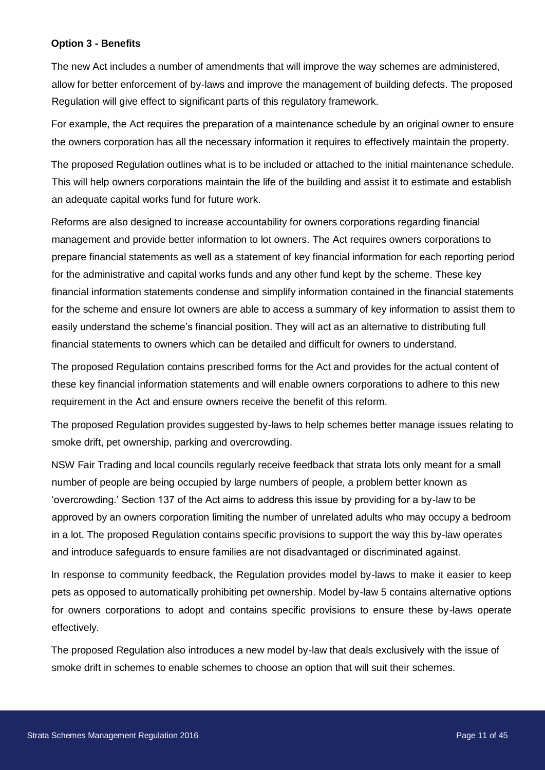**Option 3 - Benefits**

The new Act includes a number of amendments that will improve the way schemes are administered, allow for better enforcement of by-laws and improve the management of building defects. The proposed Regulation will give effect to significant parts of this regulatory framework.

For example, the Act requires the preparation of a maintenance schedule by an original owner to ensure the owners corporation has all the necessary information it requires to effectively maintain the property.

The proposed Regulation outlines what is to be included or attached to the initial maintenance schedule. This will help owners corporations maintain the life of the building and assist it to estimate and establish an adequate capital works fund for future work.

Reforms are also designed to increase accountability for owners corporations regarding financial management and provide better information to lot owners. The Act requires owners corporations to prepare financial statements as well as a statement of key financial information for each reporting period for the administrative and capital works funds and any other fund kept by the scheme. These key financial information statements condense and simplify information contained in the financial statements for the scheme and ensure lot owners are able to access a summary of key information to assist them to easily understand the scheme's financial position. They will act as an alternative to distributing full financial statements to owners which can be detailed and difficult for owners to understand.

The proposed Regulation contains prescribed forms for the Act and provides for the actual content of these key financial information statements and will enable owners corporations to adhere to this new requirement in the Act and ensure owners receive the benefit of this reform.

The proposed Regulation provides suggested by-laws to help schemes better manage issues relating to smoke drift, pet ownership, parking and overcrowding.

NSW Fair Trading and local councils regularly receive feedback that strata lots only meant for a small number of people are being occupied by large numbers of people, a problem better known as 'overcrowding.' Section 137 of the Act aims to address this issue by providing for a by-law to be approved by an owners corporation limiting the number of unrelated adults who may occupy a bedroom in a lot. The proposed Regulation contains specific provisions to support the way this by-law operates and introduce safeguards to ensure families are not disadvantaged or discriminated against.

In response to community feedback, the Regulation provides model by-laws to make it easier to keep pets as opposed to automatically prohibiting pet ownership. Model by-law 5 contains alternative options for owners corporations to adopt and contains specific provisions to ensure these by-laws operate effectively.

The proposed Regulation also introduces a new model by-law that deals exclusively with the issue of smoke drift in schemes to enable schemes to choose an option that will suit their schemes.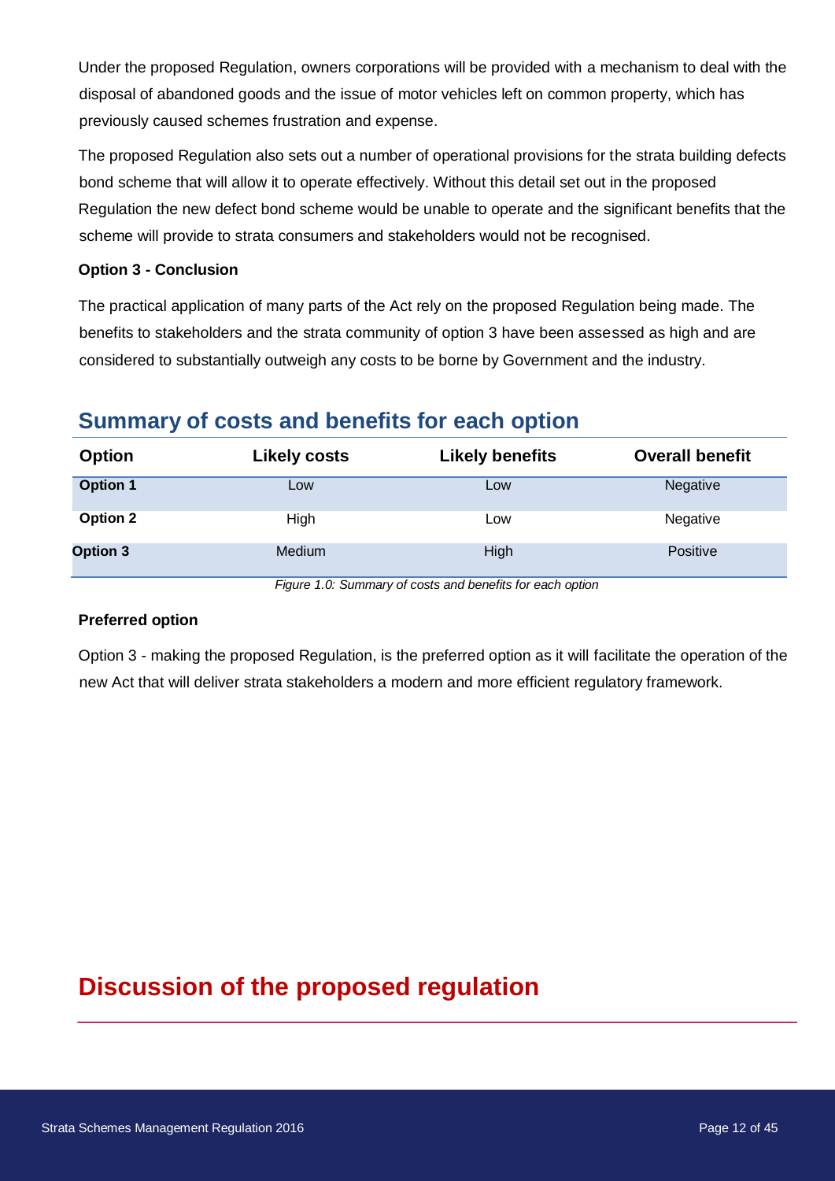Under the proposed Regulation, owners corporations will be provided with a mechanism to deal with the disposal of abandoned goods and the issue of motor vehicles left on common property, which has previously caused schemes frustration and expense.

The proposed Regulation also sets out a number of operational provisions for the strata building defects bond scheme that will allow it to operate effectively. Without this detail set out in the proposed Regulation the new defect bond scheme would be unable to operate and the significant benefits that the scheme will provide to strata consumers and stakeholders would not be recognised.

**Option 3 - Conclusion**

The practical application of many parts of the Act rely on the proposed Regulation being made. The benefits to stakeholders and the strata community of option 3 have been assessed as high and are considered to substantially outweigh any costs to be borne by Government and the industry.

## Summary of costs and benefits for each option

| Option | Likely costs | Likely benefits | Overall benefit |
|---|---|---|---|
| **Option 1** | Low | Low | Negative |
| **Option 2** | High | Low | Negative |
| **Option 3** | Medium | High | Positive |

*Figure 1.0: Summary of costs and benefits for each option*

**Preferred option**

Option 3 - making the proposed Regulation, is the preferred option as it will facilitate the operation of the new Act that will deliver strata stakeholders a modern and more efficient regulatory framework.

# Discussion of the proposed regulation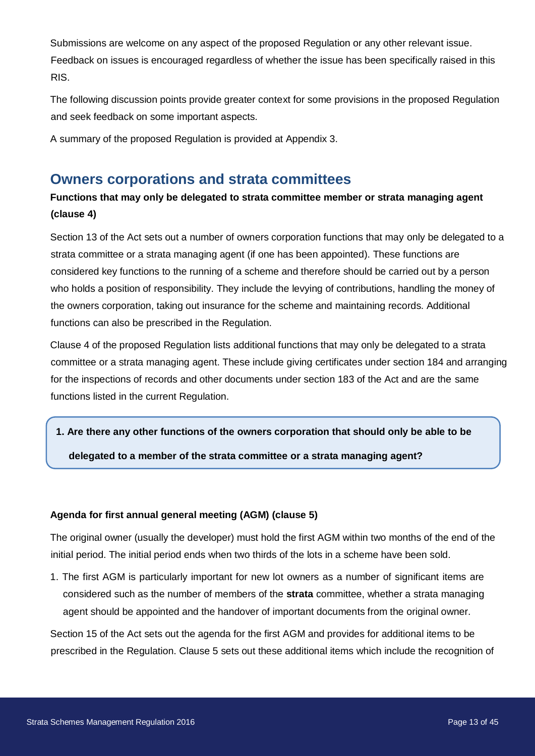Submissions are welcome on any aspect of the proposed Regulation or any other relevant issue. Feedback on issues is encouraged regardless of whether the issue has been specifically raised in this RIS.

The following discussion points provide greater context for some provisions in the proposed Regulation and seek feedback on some important aspects.

A summary of the proposed Regulation is provided at Appendix 3.

## Owners corporations and strata committees

**Functions that may only be delegated to strata committee member or strata managing agent (clause 4)**

Section 13 of the Act sets out a number of owners corporation functions that may only be delegated to a strata committee or a strata managing agent (if one has been appointed). These functions are considered key functions to the running of a scheme and therefore should be carried out by a person who holds a position of responsibility. They include the levying of contributions, handling the money of the owners corporation, taking out insurance for the scheme and maintaining records. Additional functions can also be prescribed in the Regulation.

Clause 4 of the proposed Regulation lists additional functions that may only be delegated to a strata committee or a strata managing agent. These include giving certificates under section 184 and arranging for the inspections of records and other documents under section 183 of the Act and are the same functions listed in the current Regulation.

> **1. Are there any other functions of the owners corporation that should only be able to be delegated to a member of the strata committee or a strata managing agent?**

**Agenda for first annual general meeting (AGM) (clause 5)**

The original owner (usually the developer) must hold the first AGM within two months of the end of the initial period. The initial period ends when two thirds of the lots in a scheme have been sold.

1. The first AGM is particularly important for new lot owners as a number of significant items are considered such as the number of members of the **strata** committee, whether a strata managing agent should be appointed and the handover of important documents from the original owner.

Section 15 of the Act sets out the agenda for the first AGM and provides for additional items to be prescribed in the Regulation. Clause 5 sets out these additional items which include the recognition of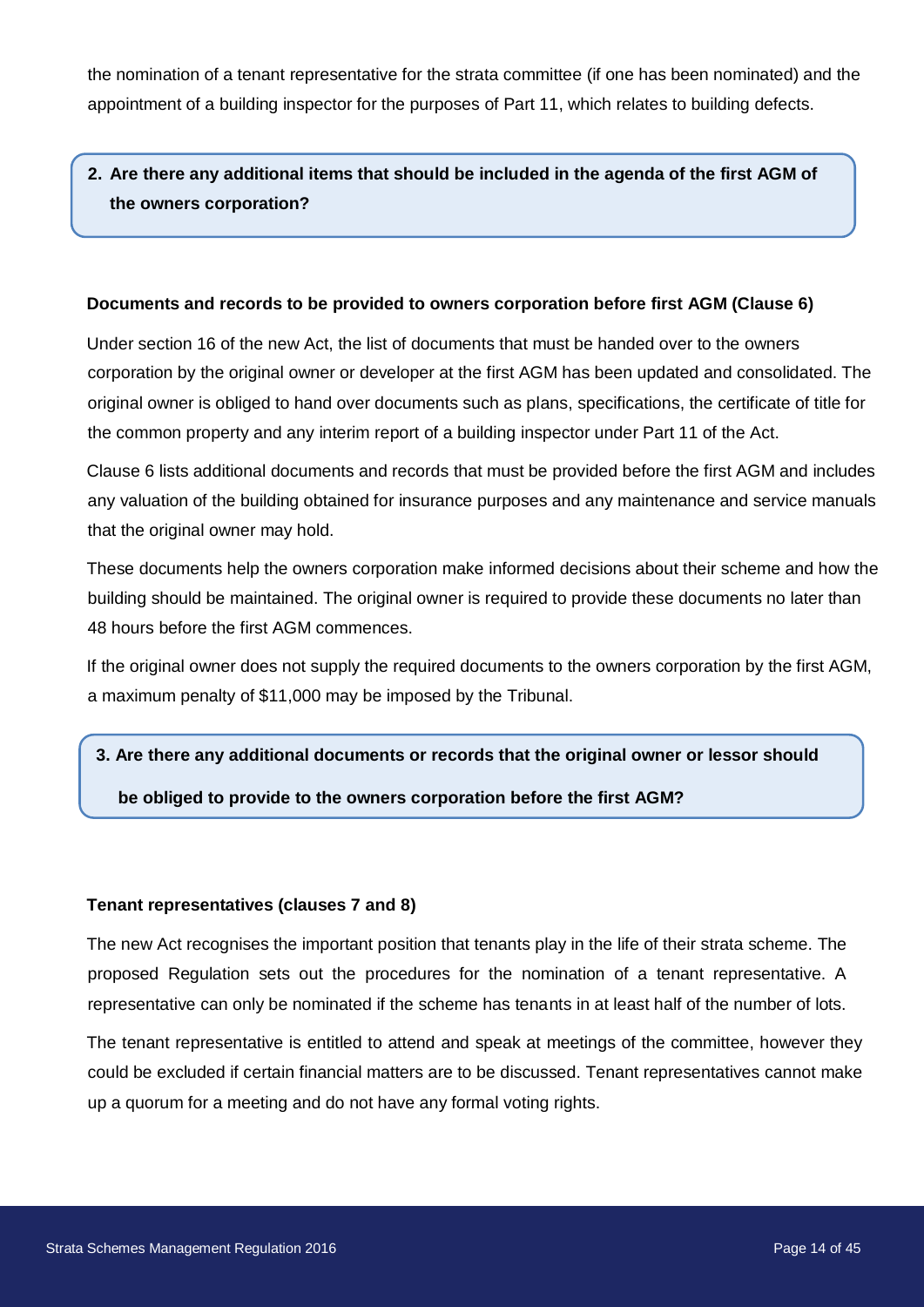the nomination of a tenant representative for the strata committee (if one has been nominated) and the appointment of a building inspector for the purposes of Part 11, which relates to building defects.

> **2. Are there any additional items that should be included in the agenda of the first AGM of the owners corporation?**

**Documents and records to be provided to owners corporation before first AGM (Clause 6)**

Under section 16 of the new Act, the list of documents that must be handed over to the owners corporation by the original owner or developer at the first AGM has been updated and consolidated. The original owner is obliged to hand over documents such as plans, specifications, the certificate of title for the common property and any interim report of a building inspector under Part 11 of the Act.

Clause 6 lists additional documents and records that must be provided before the first AGM and includes any valuation of the building obtained for insurance purposes and any maintenance and service manuals that the original owner may hold.

These documents help the owners corporation make informed decisions about their scheme and how the building should be maintained. The original owner is required to provide these documents no later than 48 hours before the first AGM commences.

If the original owner does not supply the required documents to the owners corporation by the first AGM, a maximum penalty of $11,000 may be imposed by the Tribunal.

> **3. Are there any additional documents or records that the original owner or lessor should be obliged to provide to the owners corporation before the first AGM?**

**Tenant representatives (clauses 7 and 8)**

The new Act recognises the important position that tenants play in the life of their strata scheme. The proposed Regulation sets out the procedures for the nomination of a tenant representative. A representative can only be nominated if the scheme has tenants in at least half of the number of lots.

The tenant representative is entitled to attend and speak at meetings of the committee, however they could be excluded if certain financial matters are to be discussed. Tenant representatives cannot make up a quorum for a meeting and do not have any formal voting rights.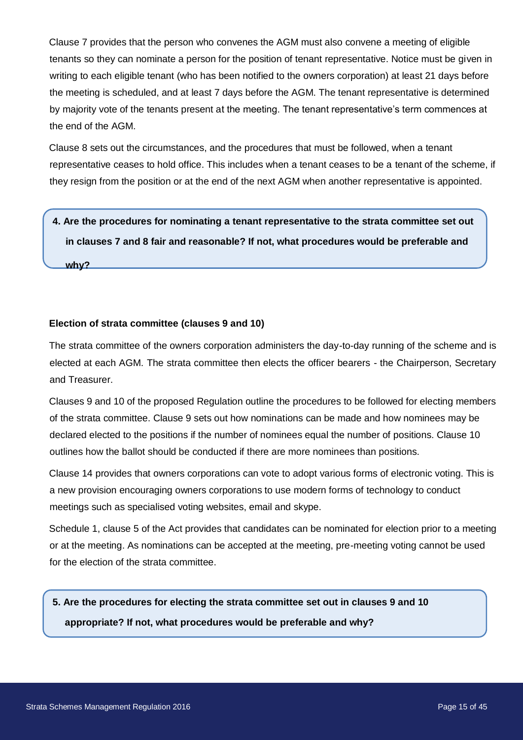Clause 7 provides that the person who convenes the AGM must also convene a meeting of eligible tenants so they can nominate a person for the position of tenant representative. Notice must be given in writing to each eligible tenant (who has been notified to the owners corporation) at least 21 days before the meeting is scheduled, and at least 7 days before the AGM. The tenant representative is determined by majority vote of the tenants present at the meeting. The tenant representative's term commences at the end of the AGM.

Clause 8 sets out the circumstances, and the procedures that must be followed, when a tenant representative ceases to hold office. This includes when a tenant ceases to be a tenant of the scheme, if they resign from the position or at the end of the next AGM when another representative is appointed.

**4. Are the procedures for nominating a tenant representative to the strata committee set out in clauses 7 and 8 fair and reasonable? If not, what procedures would be preferable and why?**

**Election of strata committee (clauses 9 and 10)**

The strata committee of the owners corporation administers the day-to-day running of the scheme and is elected at each AGM. The strata committee then elects the officer bearers - the Chairperson, Secretary and Treasurer.

Clauses 9 and 10 of the proposed Regulation outline the procedures to be followed for electing members of the strata committee. Clause 9 sets out how nominations can be made and how nominees may be declared elected to the positions if the number of nominees equal the number of positions. Clause 10 outlines how the ballot should be conducted if there are more nominees than positions.

Clause 14 provides that owners corporations can vote to adopt various forms of electronic voting. This is a new provision encouraging owners corporations to use modern forms of technology to conduct meetings such as specialised voting websites, email and skype.

Schedule 1, clause 5 of the Act provides that candidates can be nominated for election prior to a meeting or at the meeting. As nominations can be accepted at the meeting, pre-meeting voting cannot be used for the election of the strata committee.

**5. Are the procedures for electing the strata committee set out in clauses 9 and 10 appropriate? If not, what procedures would be preferable and why?**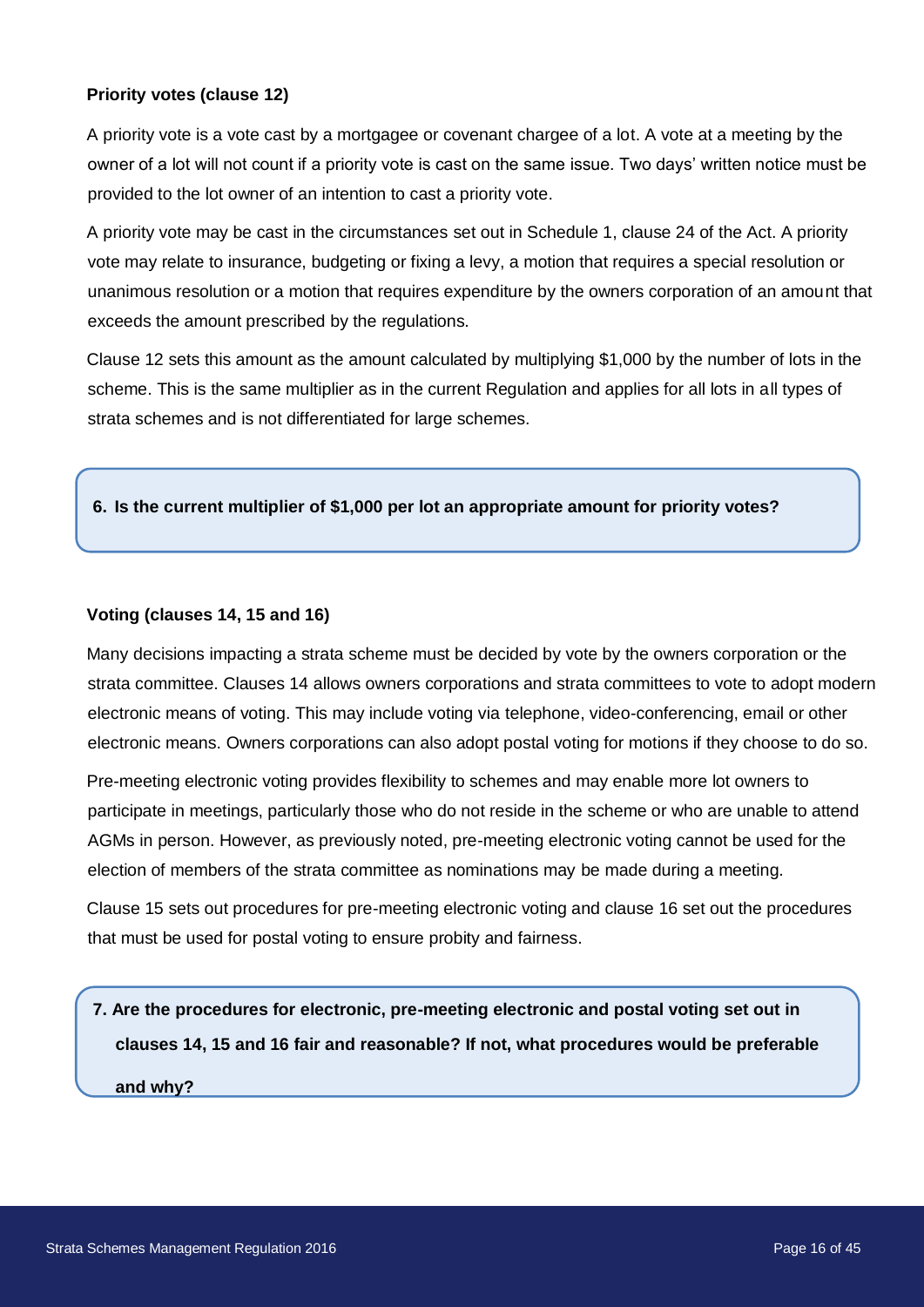**Priority votes (clause 12)**

A priority vote is a vote cast by a mortgagee or covenant chargee of a lot. A vote at a meeting by the owner of a lot will not count if a priority vote is cast on the same issue. Two days' written notice must be provided to the lot owner of an intention to cast a priority vote.

A priority vote may be cast in the circumstances set out in Schedule 1, clause 24 of the Act. A priority vote may relate to insurance, budgeting or fixing a levy, a motion that requires a special resolution or unanimous resolution or a motion that requires expenditure by the owners corporation of an amount that exceeds the amount prescribed by the regulations.

Clause 12 sets this amount as the amount calculated by multiplying $1,000 by the number of lots in the scheme. This is the same multiplier as in the current Regulation and applies for all lots in all types of strata schemes and is not differentiated for large schemes.

> **6. Is the current multiplier of $1,000 per lot an appropriate amount for priority votes?**

**Voting (clauses 14, 15 and 16)**

Many decisions impacting a strata scheme must be decided by vote by the owners corporation or the strata committee. Clauses 14 allows owners corporations and strata committees to vote to adopt modern electronic means of voting. This may include voting via telephone, video-conferencing, email or other electronic means. Owners corporations can also adopt postal voting for motions if they choose to do so.

Pre-meeting electronic voting provides flexibility to schemes and may enable more lot owners to participate in meetings, particularly those who do not reside in the scheme or who are unable to attend AGMs in person. However, as previously noted, pre-meeting electronic voting cannot be used for the election of members of the strata committee as nominations may be made during a meeting.

Clause 15 sets out procedures for pre-meeting electronic voting and clause 16 set out the procedures that must be used for postal voting to ensure probity and fairness.

> **7. Are the procedures for electronic, pre-meeting electronic and postal voting set out in clauses 14, 15 and 16 fair and reasonable? If not, what procedures would be preferable and why?**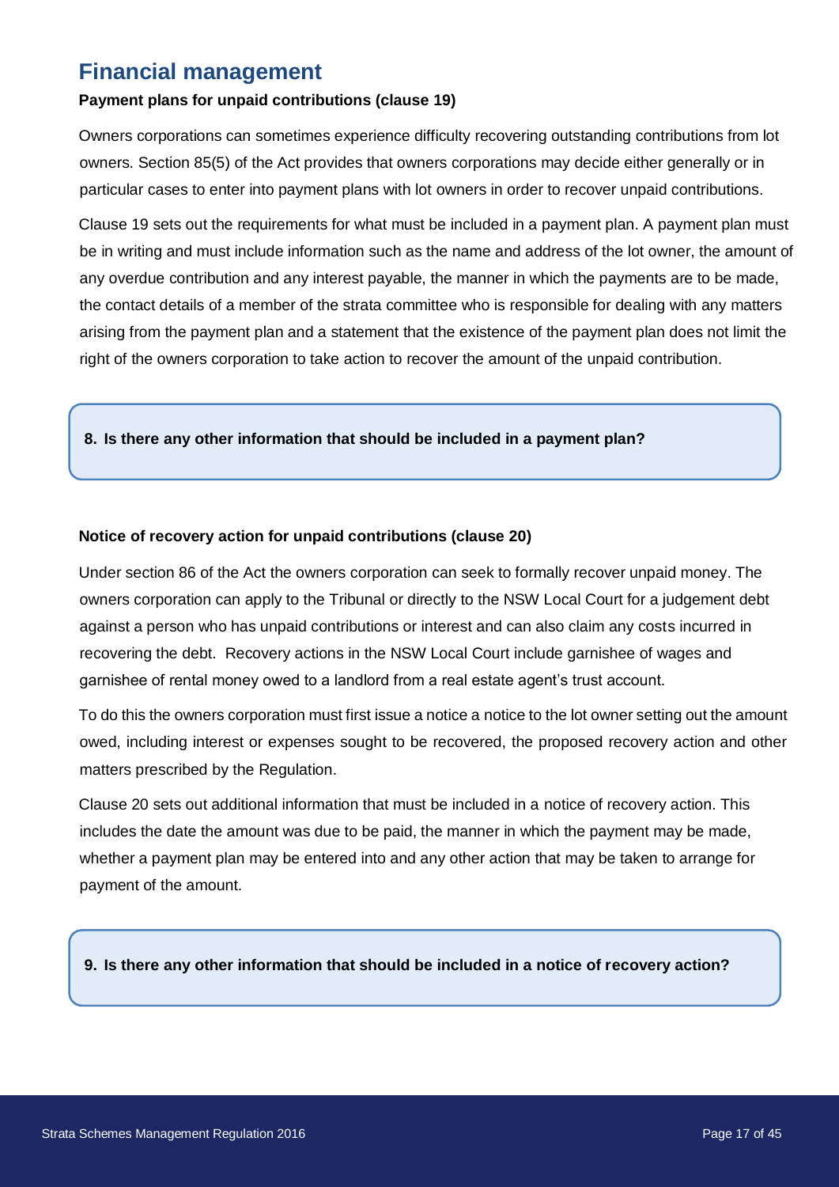## Financial management

**Payment plans for unpaid contributions (clause 19)**

Owners corporations can sometimes experience difficulty recovering outstanding contributions from lot owners. Section 85(5) of the Act provides that owners corporations may decide either generally or in particular cases to enter into payment plans with lot owners in order to recover unpaid contributions.

Clause 19 sets out the requirements for what must be included in a payment plan. A payment plan must be in writing and must include information such as the name and address of the lot owner, the amount of any overdue contribution and any interest payable, the manner in which the payments are to be made, the contact details of a member of the strata committee who is responsible for dealing with any matters arising from the payment plan and a statement that the existence of the payment plan does not limit the right of the owners corporation to take action to recover the amount of the unpaid contribution.

**8. Is there any other information that should be included in a payment plan?**

**Notice of recovery action for unpaid contributions (clause 20)**

Under section 86 of the Act the owners corporation can seek to formally recover unpaid money. The owners corporation can apply to the Tribunal or directly to the NSW Local Court for a judgement debt against a person who has unpaid contributions or interest and can also claim any costs incurred in recovering the debt. Recovery actions in the NSW Local Court include garnishee of wages and garnishee of rental money owed to a landlord from a real estate agent's trust account.

To do this the owners corporation must first issue a notice a notice to the lot owner setting out the amount owed, including interest or expenses sought to be recovered, the proposed recovery action and other matters prescribed by the Regulation.

Clause 20 sets out additional information that must be included in a notice of recovery action. This includes the date the amount was due to be paid, the manner in which the payment may be made, whether a payment plan may be entered into and any other action that may be taken to arrange for payment of the amount.

**9. Is there any other information that should be included in a notice of recovery action?**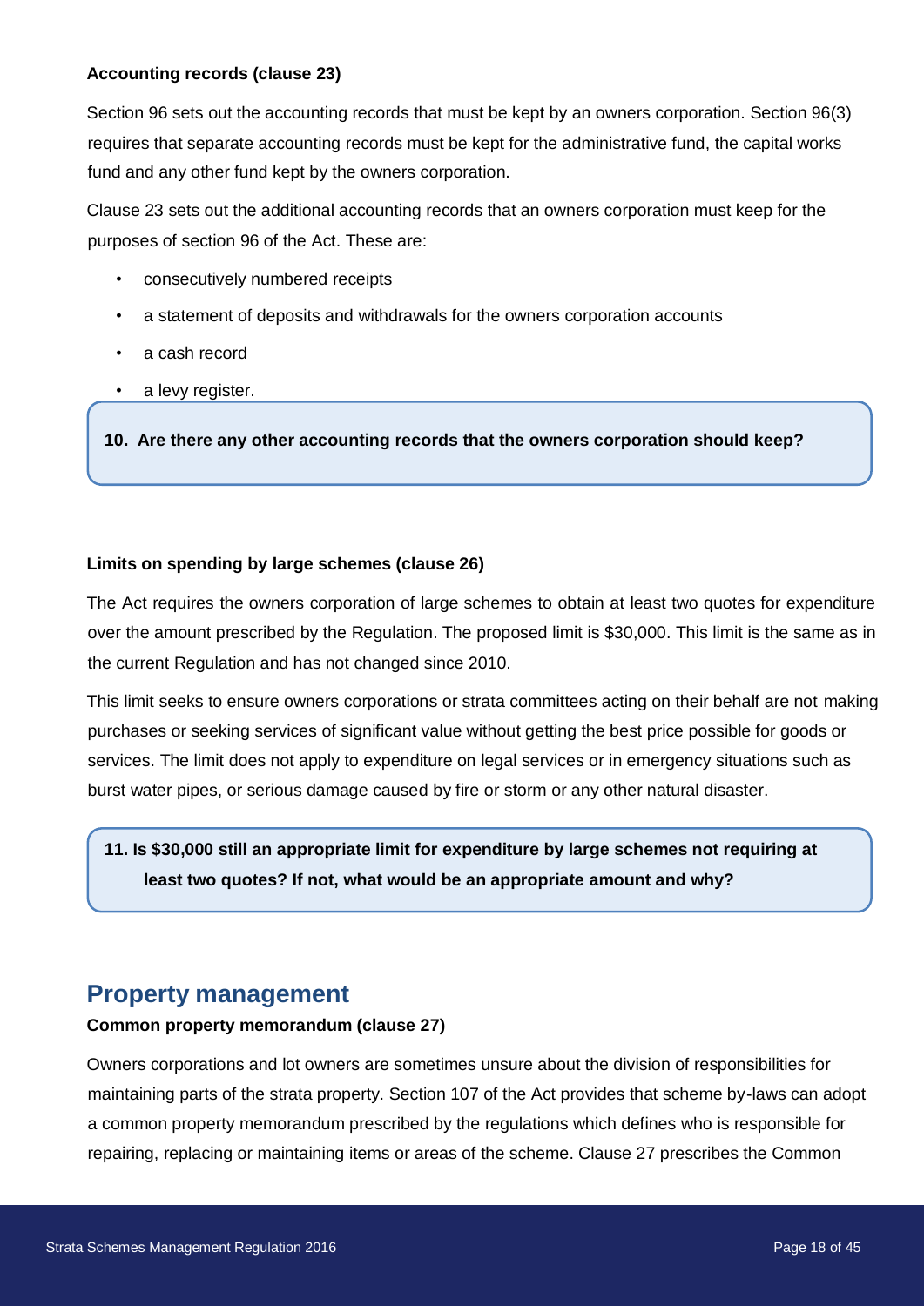**Accounting records (clause 23)**

Section 96 sets out the accounting records that must be kept by an owners corporation. Section 96(3) requires that separate accounting records must be kept for the administrative fund, the capital works fund and any other fund kept by the owners corporation.

Clause 23 sets out the additional accounting records that an owners corporation must keep for the purposes of section 96 of the Act. These are:

- consecutively numbered receipts
- a statement of deposits and withdrawals for the owners corporation accounts
- a cash record
- a levy register.

> **10. Are there any other accounting records that the owners corporation should keep?**

**Limits on spending by large schemes (clause 26)**

The Act requires the owners corporation of large schemes to obtain at least two quotes for expenditure over the amount prescribed by the Regulation. The proposed limit is $30,000. This limit is the same as in the current Regulation and has not changed since 2010.

This limit seeks to ensure owners corporations or strata committees acting on their behalf are not making purchases or seeking services of significant value without getting the best price possible for goods or services. The limit does not apply to expenditure on legal services or in emergency situations such as burst water pipes, or serious damage caused by fire or storm or any other natural disaster.

> **11. Is $30,000 still an appropriate limit for expenditure by large schemes not requiring at least two quotes? If not, what would be an appropriate amount and why?**

## Property management

**Common property memorandum (clause 27)**

Owners corporations and lot owners are sometimes unsure about the division of responsibilities for maintaining parts of the strata property. Section 107 of the Act provides that scheme by-laws can adopt a common property memorandum prescribed by the regulations which defines who is responsible for repairing, replacing or maintaining items or areas of the scheme. Clause 27 prescribes the Common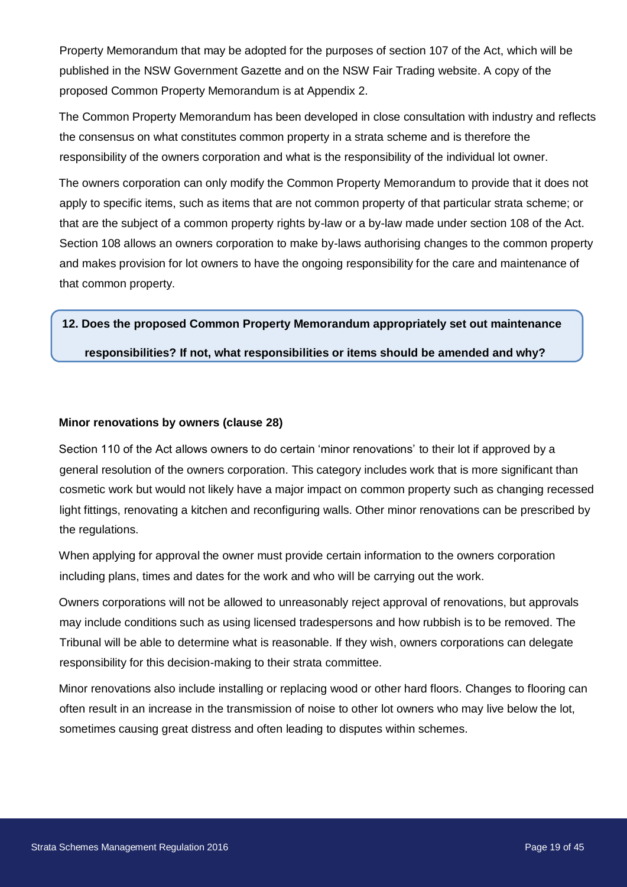Property Memorandum that may be adopted for the purposes of section 107 of the Act, which will be published in the NSW Government Gazette and on the NSW Fair Trading website. A copy of the proposed Common Property Memorandum is at Appendix 2.

The Common Property Memorandum has been developed in close consultation with industry and reflects the consensus on what constitutes common property in a strata scheme and is therefore the responsibility of the owners corporation and what is the responsibility of the individual lot owner.

The owners corporation can only modify the Common Property Memorandum to provide that it does not apply to specific items, such as items that are not common property of that particular strata scheme; or that are the subject of a common property rights by-law or a by-law made under section 108 of the Act. Section 108 allows an owners corporation to make by-laws authorising changes to the common property and makes provision for lot owners to have the ongoing responsibility for the care and maintenance of that common property.

**12. Does the proposed Common Property Memorandum appropriately set out maintenance responsibilities? If not, what responsibilities or items should be amended and why?**

**Minor renovations by owners (clause 28)**

Section 110 of the Act allows owners to do certain 'minor renovations' to their lot if approved by a general resolution of the owners corporation. This category includes work that is more significant than cosmetic work but would not likely have a major impact on common property such as changing recessed light fittings, renovating a kitchen and reconfiguring walls. Other minor renovations can be prescribed by the regulations.

When applying for approval the owner must provide certain information to the owners corporation including plans, times and dates for the work and who will be carrying out the work.

Owners corporations will not be allowed to unreasonably reject approval of renovations, but approvals may include conditions such as using licensed tradespersons and how rubbish is to be removed. The Tribunal will be able to determine what is reasonable. If they wish, owners corporations can delegate responsibility for this decision-making to their strata committee.

Minor renovations also include installing or replacing wood or other hard floors. Changes to flooring can often result in an increase in the transmission of noise to other lot owners who may live below the lot, sometimes causing great distress and often leading to disputes within schemes.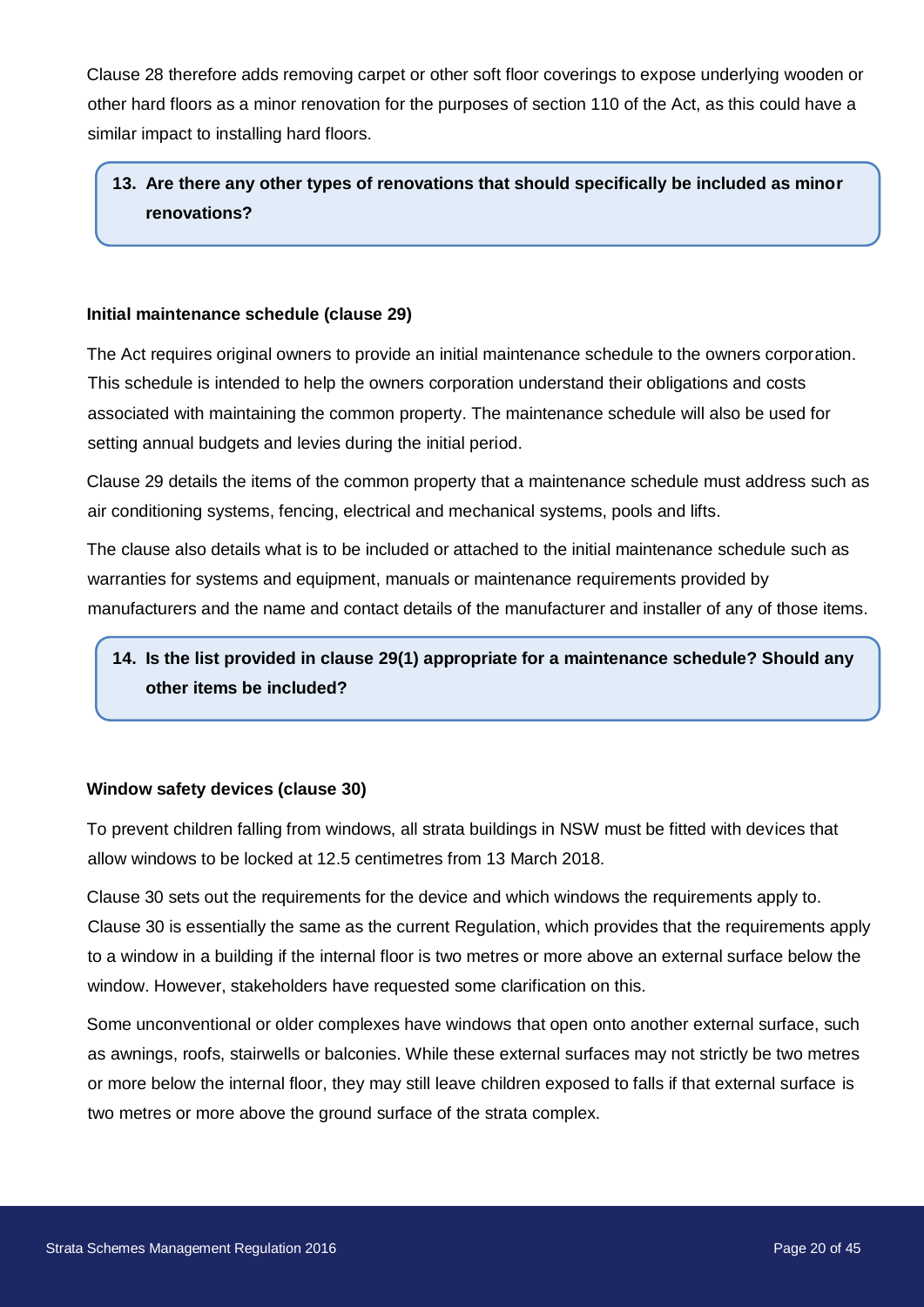Clause 28 therefore adds removing carpet or other soft floor coverings to expose underlying wooden or other hard floors as a minor renovation for the purposes of section 110 of the Act, as this could have a similar impact to installing hard floors.

> **13. Are there any other types of renovations that should specifically be included as minor renovations?**

**Initial maintenance schedule (clause 29)**

The Act requires original owners to provide an initial maintenance schedule to the owners corporation. This schedule is intended to help the owners corporation understand their obligations and costs associated with maintaining the common property. The maintenance schedule will also be used for setting annual budgets and levies during the initial period.

Clause 29 details the items of the common property that a maintenance schedule must address such as air conditioning systems, fencing, electrical and mechanical systems, pools and lifts.

The clause also details what is to be included or attached to the initial maintenance schedule such as warranties for systems and equipment, manuals or maintenance requirements provided by manufacturers and the name and contact details of the manufacturer and installer of any of those items.

> **14. Is the list provided in clause 29(1) appropriate for a maintenance schedule? Should any other items be included?**

**Window safety devices (clause 30)**

To prevent children falling from windows, all strata buildings in NSW must be fitted with devices that allow windows to be locked at 12.5 centimetres from 13 March 2018.

Clause 30 sets out the requirements for the device and which windows the requirements apply to. Clause 30 is essentially the same as the current Regulation, which provides that the requirements apply to a window in a building if the internal floor is two metres or more above an external surface below the window. However, stakeholders have requested some clarification on this.

Some unconventional or older complexes have windows that open onto another external surface, such as awnings, roofs, stairwells or balconies. While these external surfaces may not strictly be two metres or more below the internal floor, they may still leave children exposed to falls if that external surface is two metres or more above the ground surface of the strata complex.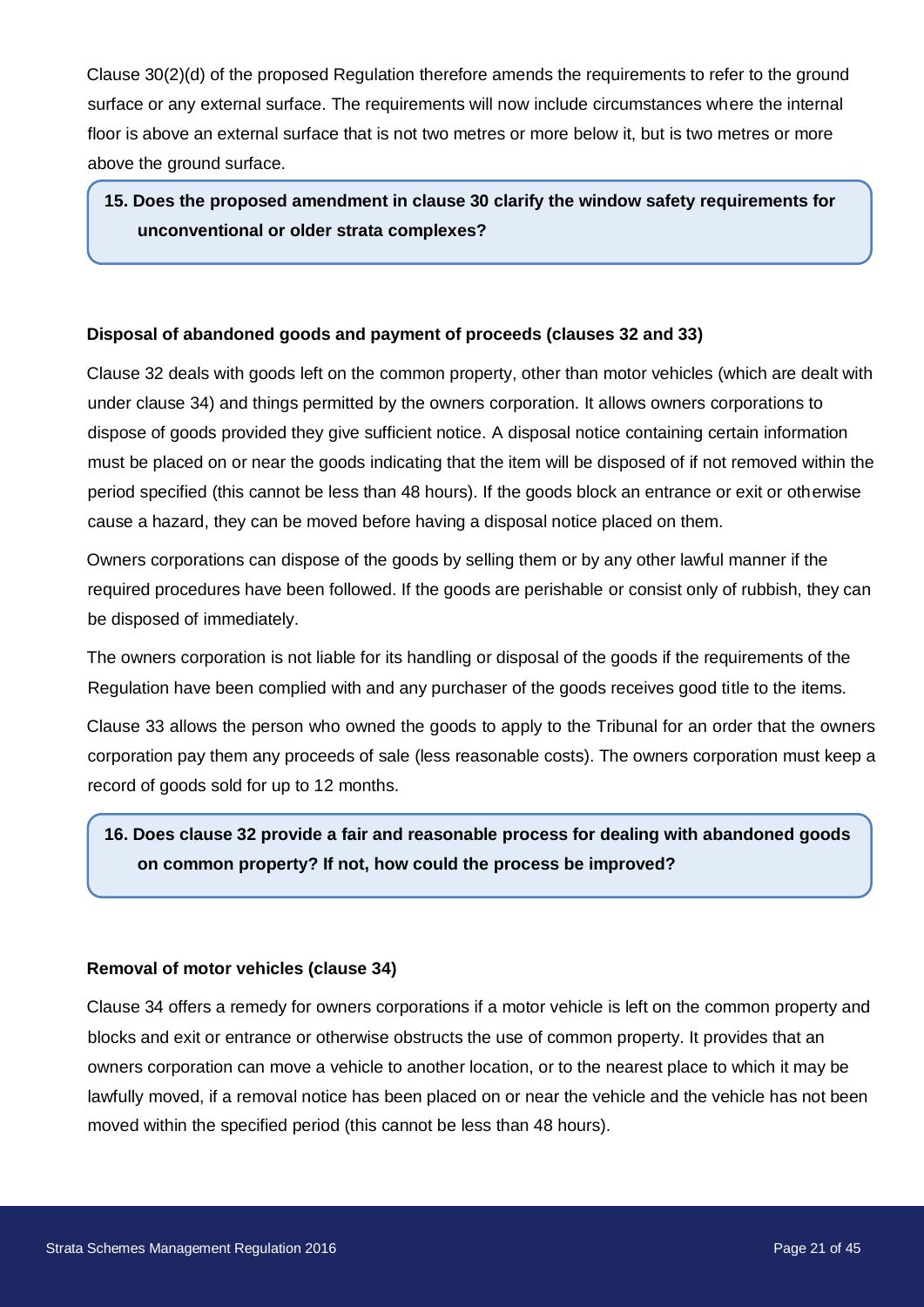Clause 30(2)(d) of the proposed Regulation therefore amends the requirements to refer to the ground surface or any external surface. The requirements will now include circumstances where the internal floor is above an external surface that is not two metres or more below it, but is two metres or more above the ground surface.

**15. Does the proposed amendment in clause 30 clarify the window safety requirements for unconventional or older strata complexes?**

**Disposal of abandoned goods and payment of proceeds (clauses 32 and 33)**

Clause 32 deals with goods left on the common property, other than motor vehicles (which are dealt with under clause 34) and things permitted by the owners corporation. It allows owners corporations to dispose of goods provided they give sufficient notice. A disposal notice containing certain information must be placed on or near the goods indicating that the item will be disposed of if not removed within the period specified (this cannot be less than 48 hours). If the goods block an entrance or exit or otherwise cause a hazard, they can be moved before having a disposal notice placed on them.

Owners corporations can dispose of the goods by selling them or by any other lawful manner if the required procedures have been followed. If the goods are perishable or consist only of rubbish, they can be disposed of immediately.

The owners corporation is not liable for its handling or disposal of the goods if the requirements of the Regulation have been complied with and any purchaser of the goods receives good title to the items.

Clause 33 allows the person who owned the goods to apply to the Tribunal for an order that the owners corporation pay them any proceeds of sale (less reasonable costs). The owners corporation must keep a record of goods sold for up to 12 months.

**16. Does clause 32 provide a fair and reasonable process for dealing with abandoned goods on common property? If not, how could the process be improved?**

**Removal of motor vehicles (clause 34)**

Clause 34 offers a remedy for owners corporations if a motor vehicle is left on the common property and blocks and exit or entrance or otherwise obstructs the use of common property. It provides that an owners corporation can move a vehicle to another location, or to the nearest place to which it may be lawfully moved, if a removal notice has been placed on or near the vehicle and the vehicle has not been moved within the specified period (this cannot be less than 48 hours).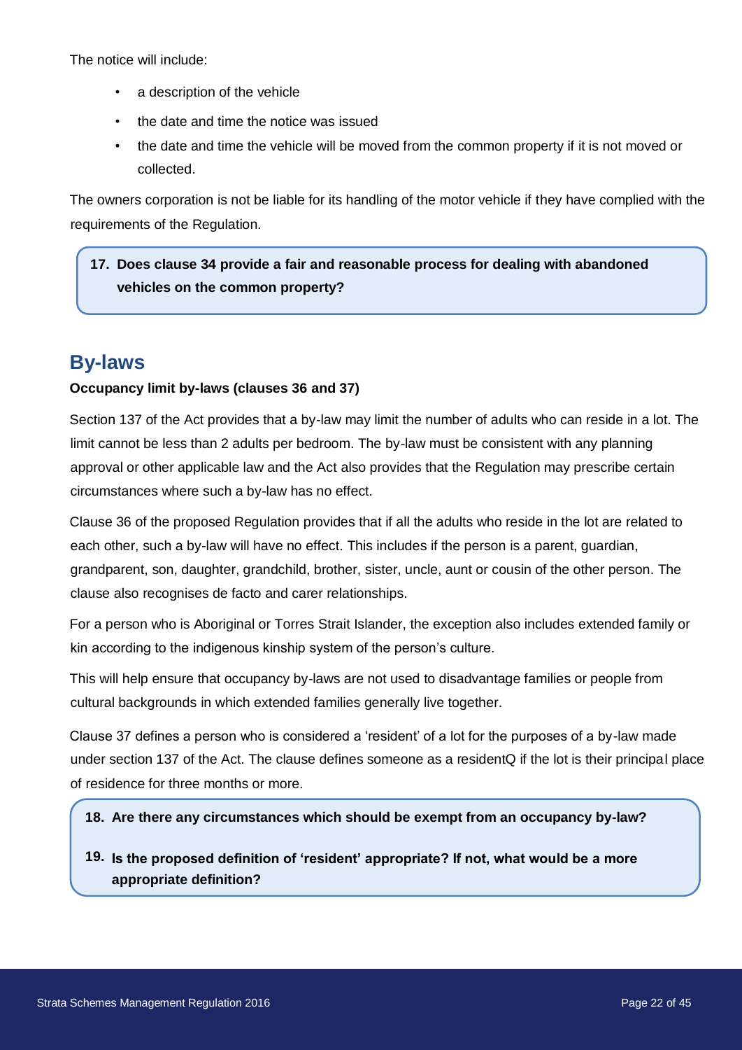The notice will include:

- a description of the vehicle
- the date and time the notice was issued
- the date and time the vehicle will be moved from the common property if it is not moved or collected.

The owners corporation is not be liable for its handling of the motor vehicle if they have complied with the requirements of the Regulation.

> **17. Does clause 34 provide a fair and reasonable process for dealing with abandoned vehicles on the common property?**

## By-laws

**Occupancy limit by-laws (clauses 36 and 37)**

Section 137 of the Act provides that a by-law may limit the number of adults who can reside in a lot. The limit cannot be less than 2 adults per bedroom. The by-law must be consistent with any planning approval or other applicable law and the Act also provides that the Regulation may prescribe certain circumstances where such a by-law has no effect.

Clause 36 of the proposed Regulation provides that if all the adults who reside in the lot are related to each other, such a by-law will have no effect. This includes if the person is a parent, guardian, grandparent, son, daughter, grandchild, brother, sister, uncle, aunt or cousin of the other person. The clause also recognises de facto and carer relationships.

For a person who is Aboriginal or Torres Strait Islander, the exception also includes extended family or kin according to the indigenous kinship system of the person's culture.

This will help ensure that occupancy by-laws are not used to disadvantage families or people from cultural backgrounds in which extended families generally live together.

Clause 37 defines a person who is considered a 'resident' of a lot for the purposes of a by-law made under section 137 of the Act. The clause defines someone as a residentQ if the lot is their principal place of residence for three months or more.

> **18. Are there any circumstances which should be exempt from an occupancy by-law?**
>
> **19. Is the proposed definition of 'resident' appropriate? If not, what would be a more appropriate definition?**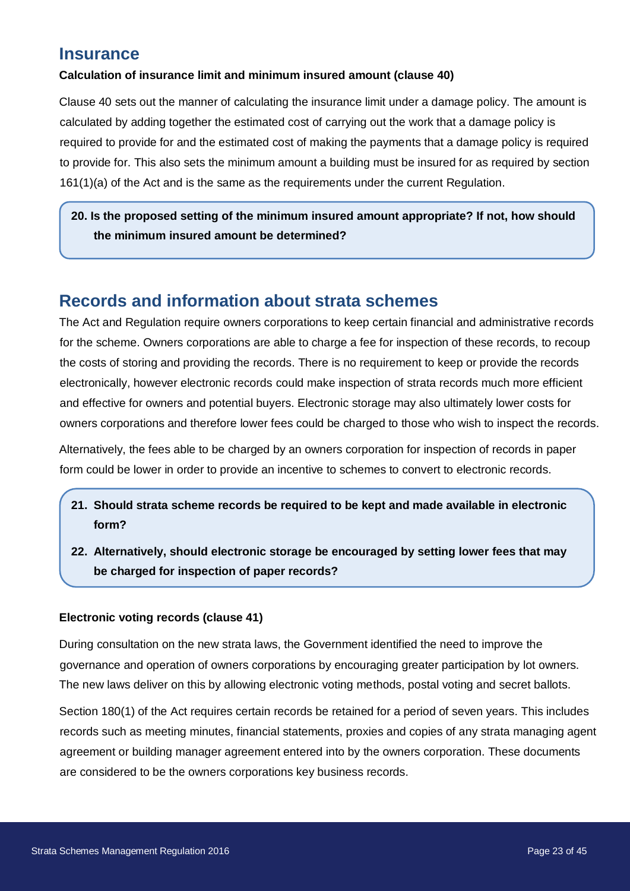## Insurance

**Calculation of insurance limit and minimum insured amount (clause 40)**

Clause 40 sets out the manner of calculating the insurance limit under a damage policy. The amount is calculated by adding together the estimated cost of carrying out the work that a damage policy is required to provide for and the estimated cost of making the payments that a damage policy is required to provide for. This also sets the minimum amount a building must be insured for as required by section 161(1)(a) of the Act and is the same as the requirements under the current Regulation.

> **20. Is the proposed setting of the minimum insured amount appropriate? If not, how should the minimum insured amount be determined?**

## Records and information about strata schemes

The Act and Regulation require owners corporations to keep certain financial and administrative records for the scheme. Owners corporations are able to charge a fee for inspection of these records, to recoup the costs of storing and providing the records. There is no requirement to keep or provide the records electronically, however electronic records could make inspection of strata records much more efficient and effective for owners and potential buyers. Electronic storage may also ultimately lower costs for owners corporations and therefore lower fees could be charged to those who wish to inspect the records.

Alternatively, the fees able to be charged by an owners corporation for inspection of records in paper form could be lower in order to provide an incentive to schemes to convert to electronic records.

> **21. Should strata scheme records be required to be kept and made available in electronic form?**
>
> **22. Alternatively, should electronic storage be encouraged by setting lower fees that may be charged for inspection of paper records?**

**Electronic voting records (clause 41)**

During consultation on the new strata laws, the Government identified the need to improve the governance and operation of owners corporations by encouraging greater participation by lot owners. The new laws deliver on this by allowing electronic voting methods, postal voting and secret ballots.

Section 180(1) of the Act requires certain records be retained for a period of seven years. This includes records such as meeting minutes, financial statements, proxies and copies of any strata managing agent agreement or building manager agreement entered into by the owners corporation. These documents are considered to be the owners corporations key business records.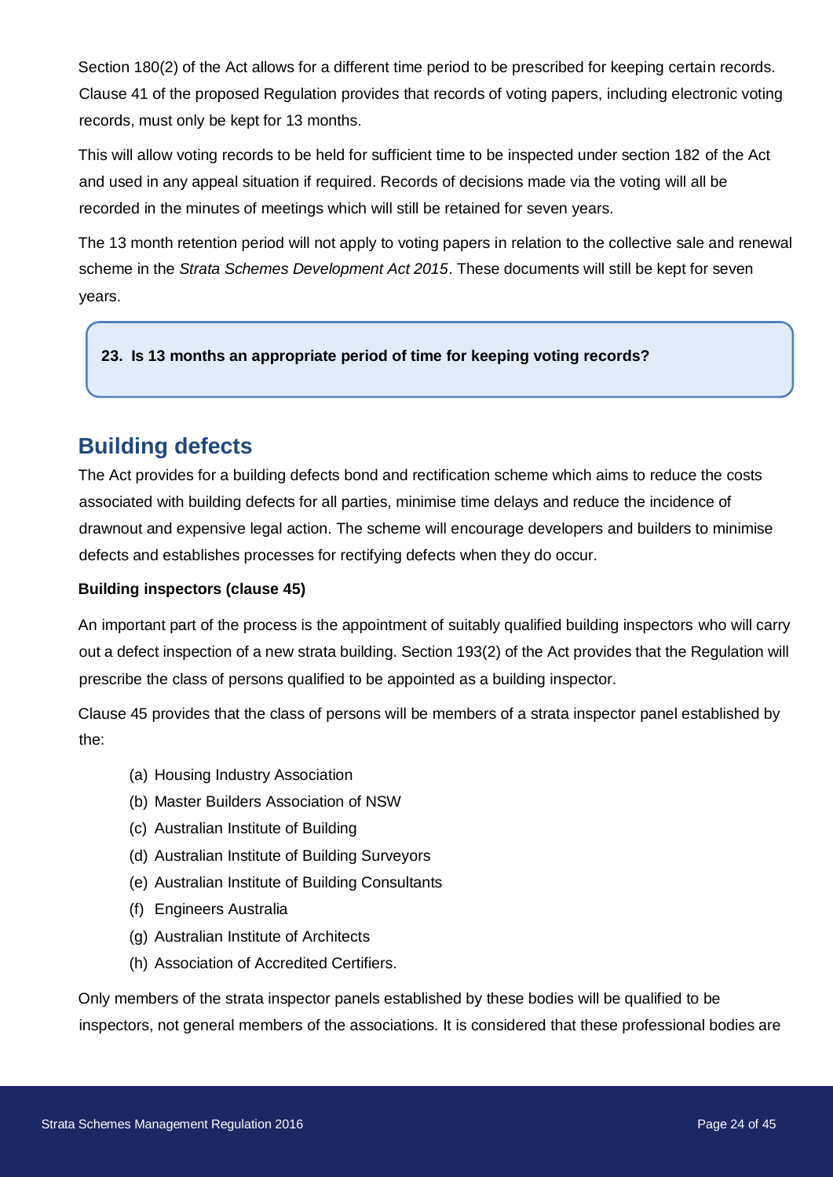Section 180(2) of the Act allows for a different time period to be prescribed for keeping certain records. Clause 41 of the proposed Regulation provides that records of voting papers, including electronic voting records, must only be kept for 13 months.

This will allow voting records to be held for sufficient time to be inspected under section 182 of the Act and used in any appeal situation if required. Records of decisions made via the voting will all be recorded in the minutes of meetings which will still be retained for seven years.

The 13 month retention period will not apply to voting papers in relation to the collective sale and renewal scheme in the *Strata Schemes Development Act 2015*. These documents will still be kept for seven years.

**23. Is 13 months an appropriate period of time for keeping voting records?**

## Building defects

The Act provides for a building defects bond and rectification scheme which aims to reduce the costs associated with building defects for all parties, minimise time delays and reduce the incidence of drawnout and expensive legal action. The scheme will encourage developers and builders to minimise defects and establishes processes for rectifying defects when they do occur.

**Building inspectors (clause 45)**

An important part of the process is the appointment of suitably qualified building inspectors who will carry out a defect inspection of a new strata building. Section 193(2) of the Act provides that the Regulation will prescribe the class of persons qualified to be appointed as a building inspector.

Clause 45 provides that the class of persons will be members of a strata inspector panel established by the:

(a) Housing Industry Association
(b) Master Builders Association of NSW
(c) Australian Institute of Building
(d) Australian Institute of Building Surveyors
(e) Australian Institute of Building Consultants
(f) Engineers Australia
(g) Australian Institute of Architects
(h) Association of Accredited Certifiers.

Only members of the strata inspector panels established by these bodies will be qualified to be inspectors, not general members of the associations. It is considered that these professional bodies are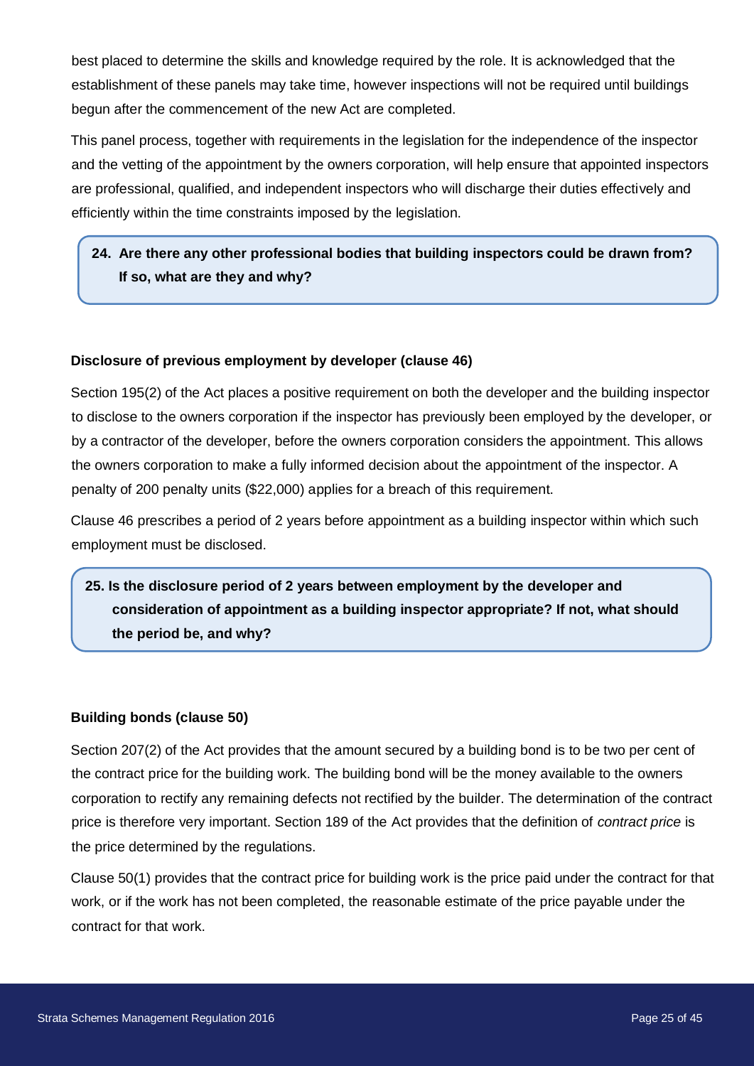best placed to determine the skills and knowledge required by the role. It is acknowledged that the establishment of these panels may take time, however inspections will not be required until buildings begun after the commencement of the new Act are completed.

This panel process, together with requirements in the legislation for the independence of the inspector and the vetting of the appointment by the owners corporation, will help ensure that appointed inspectors are professional, qualified, and independent inspectors who will discharge their duties effectively and efficiently within the time constraints imposed by the legislation.

> **24. Are there any other professional bodies that building inspectors could be drawn from? If so, what are they and why?**

**Disclosure of previous employment by developer (clause 46)**

Section 195(2) of the Act places a positive requirement on both the developer and the building inspector to disclose to the owners corporation if the inspector has previously been employed by the developer, or by a contractor of the developer, before the owners corporation considers the appointment. This allows the owners corporation to make a fully informed decision about the appointment of the inspector. A penalty of 200 penalty units ($22,000) applies for a breach of this requirement.

Clause 46 prescribes a period of 2 years before appointment as a building inspector within which such employment must be disclosed.

> **25. Is the disclosure period of 2 years between employment by the developer and consideration of appointment as a building inspector appropriate? If not, what should the period be, and why?**

**Building bonds (clause 50)**

Section 207(2) of the Act provides that the amount secured by a building bond is to be two per cent of the contract price for the building work. The building bond will be the money available to the owners corporation to rectify any remaining defects not rectified by the builder. The determination of the contract price is therefore very important. Section 189 of the Act provides that the definition of *contract price* is the price determined by the regulations.

Clause 50(1) provides that the contract price for building work is the price paid under the contract for that work, or if the work has not been completed, the reasonable estimate of the price payable under the contract for that work.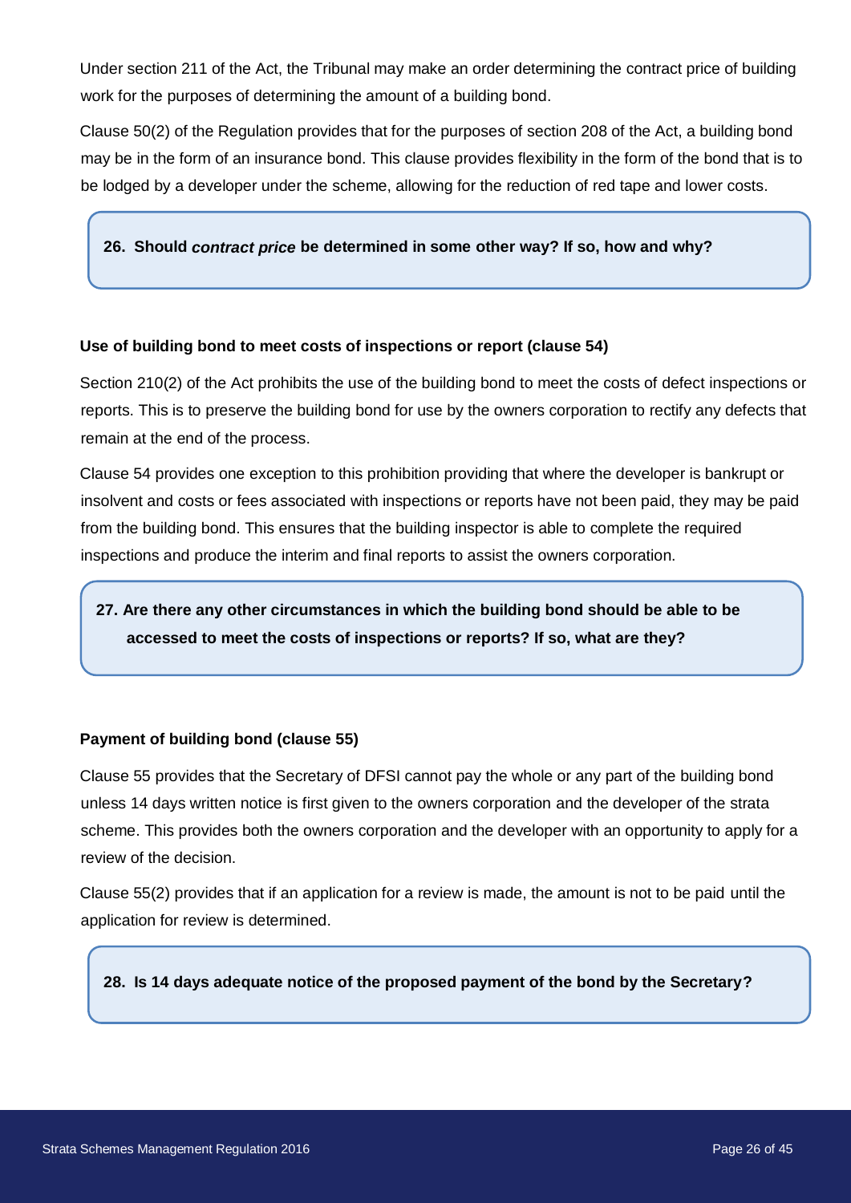Under section 211 of the Act, the Tribunal may make an order determining the contract price of building work for the purposes of determining the amount of a building bond.

Clause 50(2) of the Regulation provides that for the purposes of section 208 of the Act, a building bond may be in the form of an insurance bond. This clause provides flexibility in the form of the bond that is to be lodged by a developer under the scheme, allowing for the reduction of red tape and lower costs.

**26. Should *contract price* be determined in some other way? If so, how and why?**

**Use of building bond to meet costs of inspections or report (clause 54)**

Section 210(2) of the Act prohibits the use of the building bond to meet the costs of defect inspections or reports. This is to preserve the building bond for use by the owners corporation to rectify any defects that remain at the end of the process.

Clause 54 provides one exception to this prohibition providing that where the developer is bankrupt or insolvent and costs or fees associated with inspections or reports have not been paid, they may be paid from the building bond. This ensures that the building inspector is able to complete the required inspections and produce the interim and final reports to assist the owners corporation.

**27. Are there any other circumstances in which the building bond should be able to be accessed to meet the costs of inspections or reports? If so, what are they?**

**Payment of building bond (clause 55)**

Clause 55 provides that the Secretary of DFSI cannot pay the whole or any part of the building bond unless 14 days written notice is first given to the owners corporation and the developer of the strata scheme. This provides both the owners corporation and the developer with an opportunity to apply for a review of the decision.

Clause 55(2) provides that if an application for a review is made, the amount is not to be paid until the application for review is determined.

**28. Is 14 days adequate notice of the proposed payment of the bond by the Secretary?**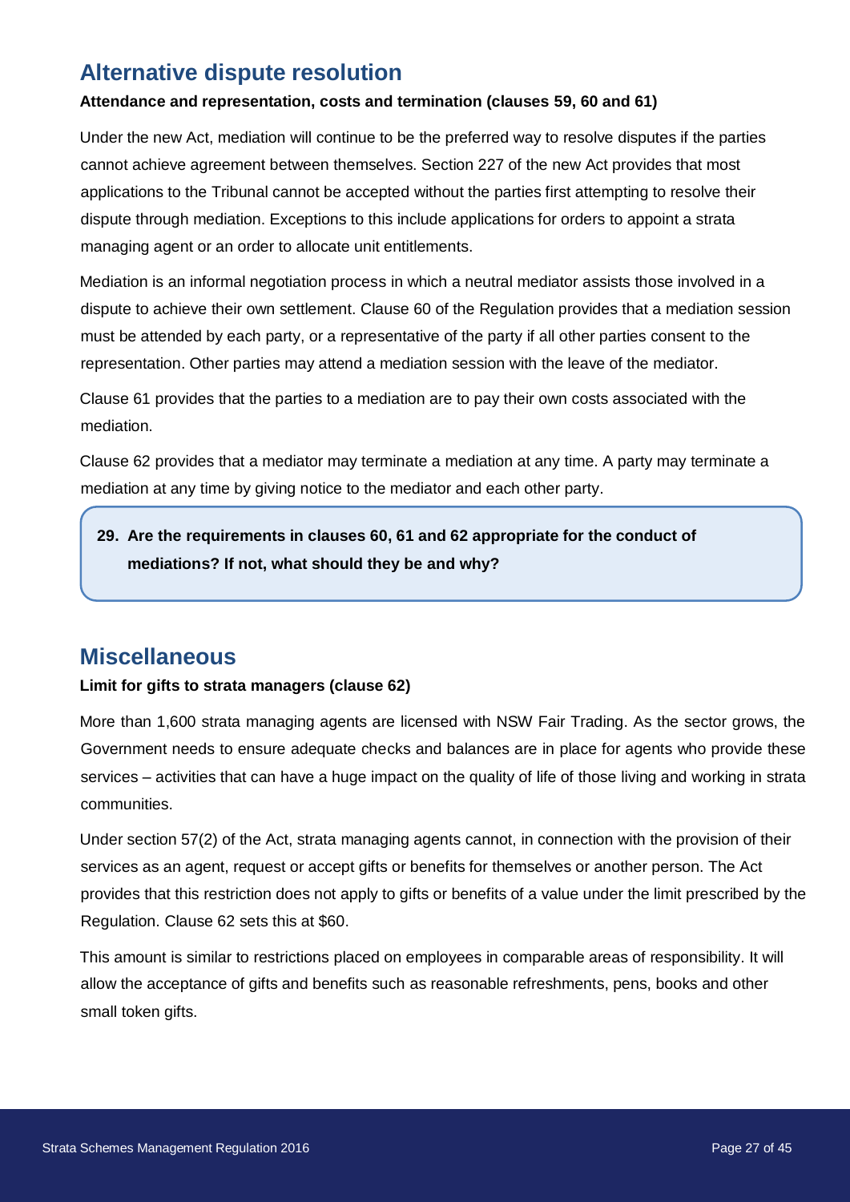## Alternative dispute resolution

**Attendance and representation, costs and termination (clauses 59, 60 and 61)**

Under the new Act, mediation will continue to be the preferred way to resolve disputes if the parties cannot achieve agreement between themselves. Section 227 of the new Act provides that most applications to the Tribunal cannot be accepted without the parties first attempting to resolve their dispute through mediation. Exceptions to this include applications for orders to appoint a strata managing agent or an order to allocate unit entitlements.

Mediation is an informal negotiation process in which a neutral mediator assists those involved in a dispute to achieve their own settlement. Clause 60 of the Regulation provides that a mediation session must be attended by each party, or a representative of the party if all other parties consent to the representation. Other parties may attend a mediation session with the leave of the mediator.

Clause 61 provides that the parties to a mediation are to pay their own costs associated with the mediation.

Clause 62 provides that a mediator may terminate a mediation at any time. A party may terminate a mediation at any time by giving notice to the mediator and each other party.

> **29. Are the requirements in clauses 60, 61 and 62 appropriate for the conduct of mediations? If not, what should they be and why?**

## Miscellaneous

**Limit for gifts to strata managers (clause 62)**

More than 1,600 strata managing agents are licensed with NSW Fair Trading. As the sector grows, the Government needs to ensure adequate checks and balances are in place for agents who provide these services – activities that can have a huge impact on the quality of life of those living and working in strata communities.

Under section 57(2) of the Act, strata managing agents cannot, in connection with the provision of their services as an agent, request or accept gifts or benefits for themselves or another person. The Act provides that this restriction does not apply to gifts or benefits of a value under the limit prescribed by the Regulation. Clause 62 sets this at $60.

This amount is similar to restrictions placed on employees in comparable areas of responsibility. It will allow the acceptance of gifts and benefits such as reasonable refreshments, pens, books and other small token gifts.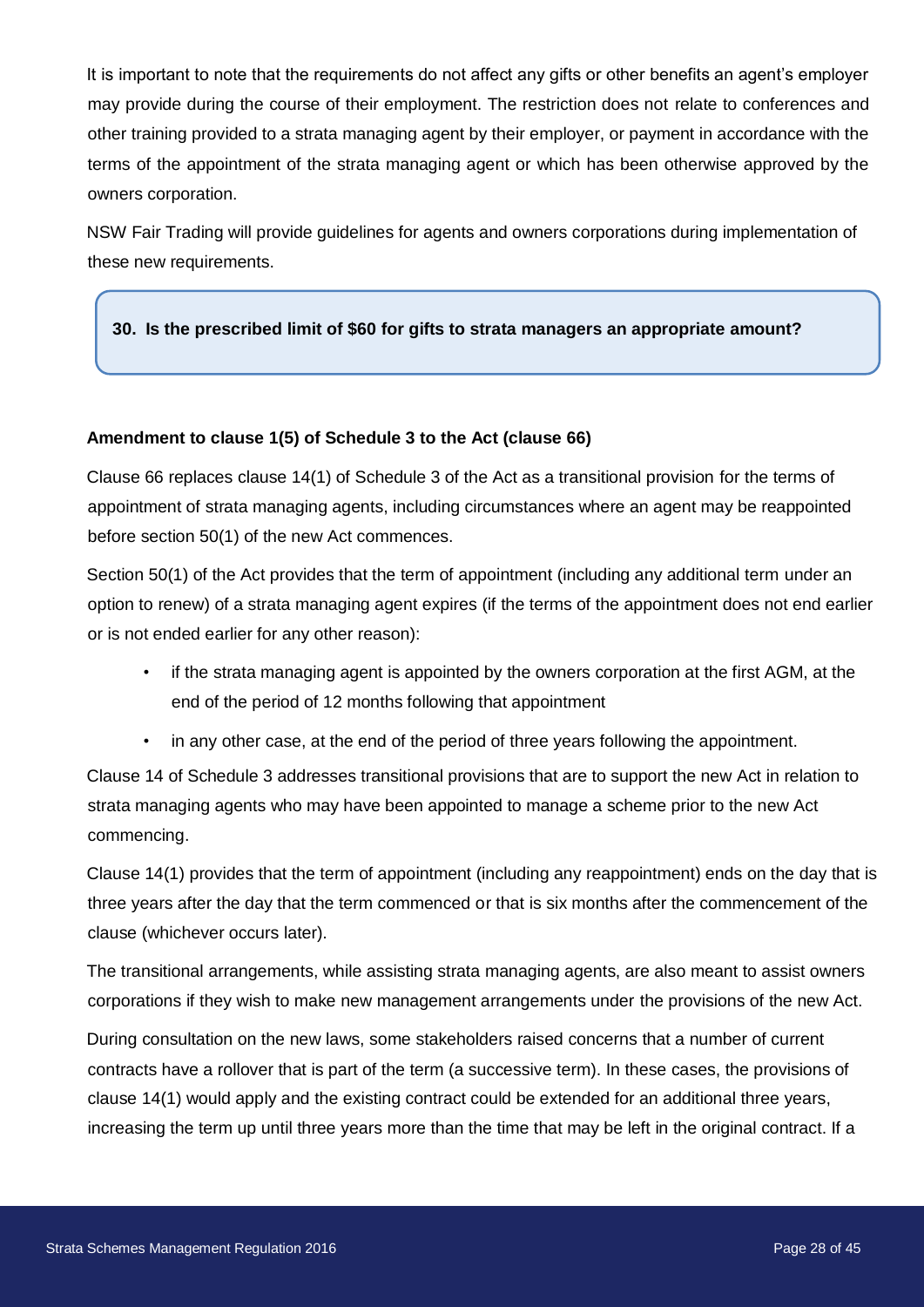It is important to note that the requirements do not affect any gifts or other benefits an agent's employer may provide during the course of their employment. The restriction does not relate to conferences and other training provided to a strata managing agent by their employer, or payment in accordance with the terms of the appointment of the strata managing agent or which has been otherwise approved by the owners corporation.

NSW Fair Trading will provide guidelines for agents and owners corporations during implementation of these new requirements.

> **30. Is the prescribed limit of $60 for gifts to strata managers an appropriate amount?**

**Amendment to clause 1(5) of Schedule 3 to the Act (clause 66)**

Clause 66 replaces clause 14(1) of Schedule 3 of the Act as a transitional provision for the terms of appointment of strata managing agents, including circumstances where an agent may be reappointed before section 50(1) of the new Act commences.

Section 50(1) of the Act provides that the term of appointment (including any additional term under an option to renew) of a strata managing agent expires (if the terms of the appointment does not end earlier or is not ended earlier for any other reason):

- if the strata managing agent is appointed by the owners corporation at the first AGM, at the end of the period of 12 months following that appointment
- in any other case, at the end of the period of three years following the appointment.

Clause 14 of Schedule 3 addresses transitional provisions that are to support the new Act in relation to strata managing agents who may have been appointed to manage a scheme prior to the new Act commencing.

Clause 14(1) provides that the term of appointment (including any reappointment) ends on the day that is three years after the day that the term commenced or that is six months after the commencement of the clause (whichever occurs later).

The transitional arrangements, while assisting strata managing agents, are also meant to assist owners corporations if they wish to make new management arrangements under the provisions of the new Act.

During consultation on the new laws, some stakeholders raised concerns that a number of current contracts have a rollover that is part of the term (a successive term). In these cases, the provisions of clause 14(1) would apply and the existing contract could be extended for an additional three years, increasing the term up until three years more than the time that may be left in the original contract. If a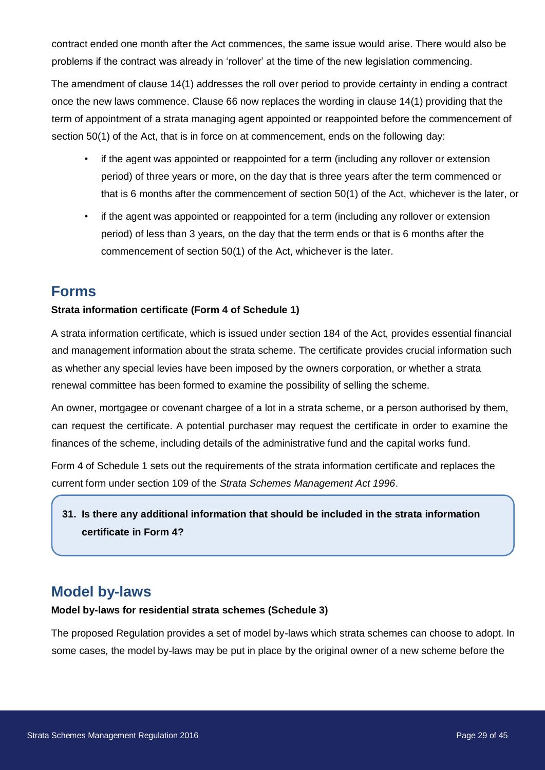contract ended one month after the Act commences, the same issue would arise. There would also be problems if the contract was already in 'rollover' at the time of the new legislation commencing.

The amendment of clause 14(1) addresses the roll over period to provide certainty in ending a contract once the new laws commence. Clause 66 now replaces the wording in clause 14(1) providing that the term of appointment of a strata managing agent appointed or reappointed before the commencement of section 50(1) of the Act, that is in force on at commencement, ends on the following day:

- if the agent was appointed or reappointed for a term (including any rollover or extension period) of three years or more, on the day that is three years after the term commenced or that is 6 months after the commencement of section 50(1) of the Act, whichever is the later, or
- if the agent was appointed or reappointed for a term (including any rollover or extension period) of less than 3 years, on the day that the term ends or that is 6 months after the commencement of section 50(1) of the Act, whichever is the later.

## Forms

**Strata information certificate (Form 4 of Schedule 1)**

A strata information certificate, which is issued under section 184 of the Act, provides essential financial and management information about the strata scheme. The certificate provides crucial information such as whether any special levies have been imposed by the owners corporation, or whether a strata renewal committee has been formed to examine the possibility of selling the scheme.

An owner, mortgagee or covenant chargee of a lot in a strata scheme, or a person authorised by them, can request the certificate. A potential purchaser may request the certificate in order to examine the finances of the scheme, including details of the administrative fund and the capital works fund.

Form 4 of Schedule 1 sets out the requirements of the strata information certificate and replaces the current form under section 109 of the *Strata Schemes Management Act 1996*.

> **31. Is there any additional information that should be included in the strata information certificate in Form 4?**

## Model by-laws

**Model by-laws for residential strata schemes (Schedule 3)**

The proposed Regulation provides a set of model by-laws which strata schemes can choose to adopt. In some cases, the model by-laws may be put in place by the original owner of a new scheme before the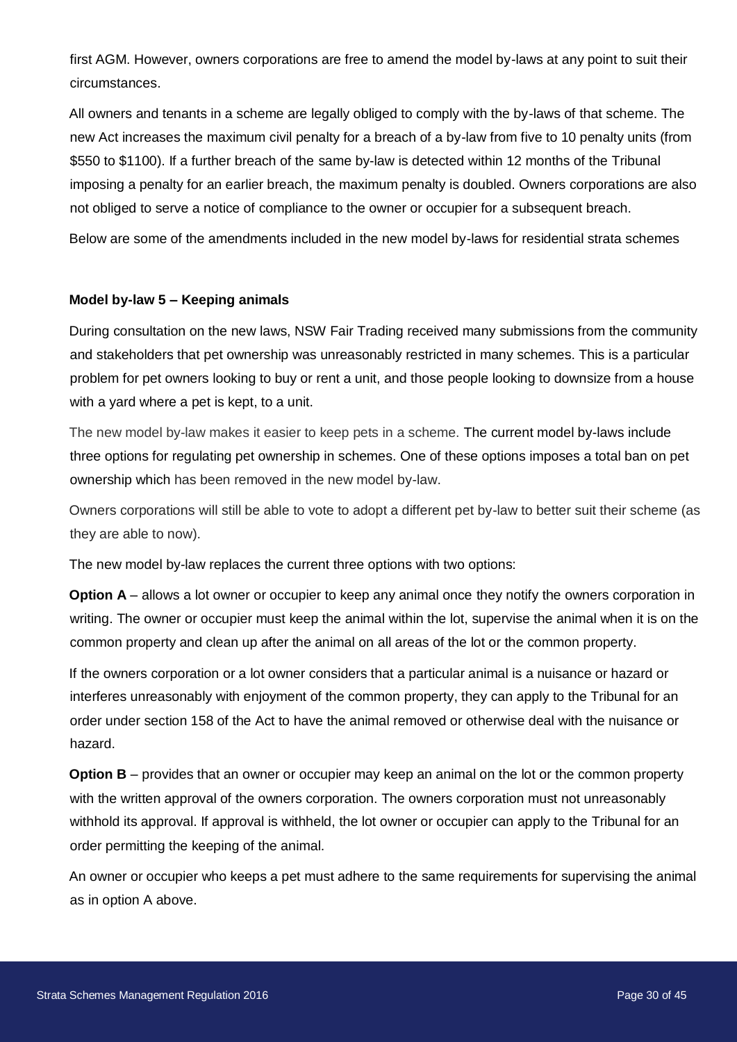first AGM. However, owners corporations are free to amend the model by-laws at any point to suit their circumstances.

All owners and tenants in a scheme are legally obliged to comply with the by-laws of that scheme. The new Act increases the maximum civil penalty for a breach of a by-law from five to 10 penalty units (from $550 to $1100). If a further breach of the same by-law is detected within 12 months of the Tribunal imposing a penalty for an earlier breach, the maximum penalty is doubled. Owners corporations are also not obliged to serve a notice of compliance to the owner or occupier for a subsequent breach.

Below are some of the amendments included in the new model by-laws for residential strata schemes

**Model by-law 5 – Keeping animals**

During consultation on the new laws, NSW Fair Trading received many submissions from the community and stakeholders that pet ownership was unreasonably restricted in many schemes. This is a particular problem for pet owners looking to buy or rent a unit, and those people looking to downsize from a house with a yard where a pet is kept, to a unit.

The new model by-law makes it easier to keep pets in a scheme. The current model by-laws include three options for regulating pet ownership in schemes. One of these options imposes a total ban on pet ownership which has been removed in the new model by-law.

Owners corporations will still be able to vote to adopt a different pet by-law to better suit their scheme (as they are able to now).

The new model by-law replaces the current three options with two options:

**Option A** – allows a lot owner or occupier to keep any animal once they notify the owners corporation in writing. The owner or occupier must keep the animal within the lot, supervise the animal when it is on the common property and clean up after the animal on all areas of the lot or the common property.

If the owners corporation or a lot owner considers that a particular animal is a nuisance or hazard or interferes unreasonably with enjoyment of the common property, they can apply to the Tribunal for an order under section 158 of the Act to have the animal removed or otherwise deal with the nuisance or hazard.

**Option B** – provides that an owner or occupier may keep an animal on the lot or the common property with the written approval of the owners corporation. The owners corporation must not unreasonably withhold its approval. If approval is withheld, the lot owner or occupier can apply to the Tribunal for an order permitting the keeping of the animal.

An owner or occupier who keeps a pet must adhere to the same requirements for supervising the animal as in option A above.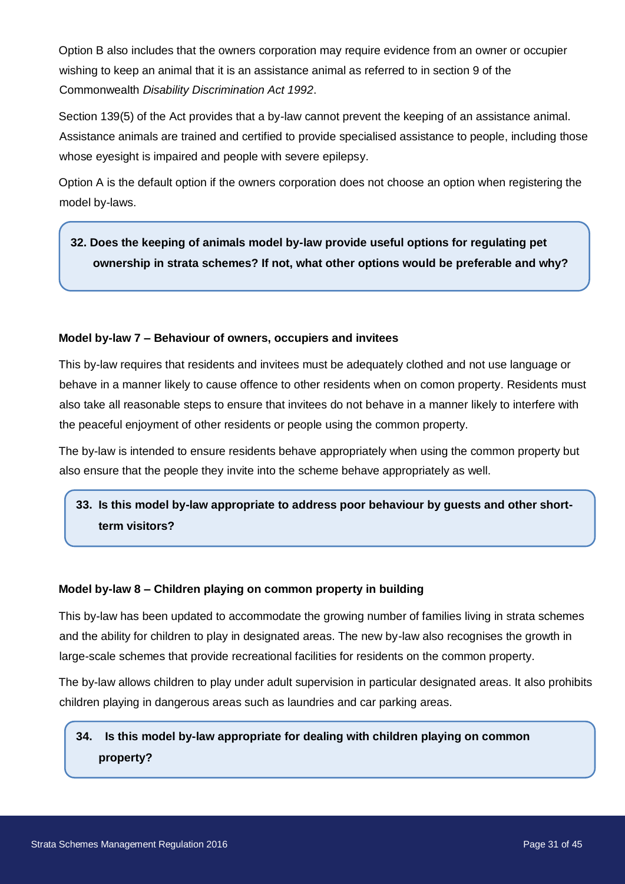Option B also includes that the owners corporation may require evidence from an owner or occupier wishing to keep an animal that it is an assistance animal as referred to in section 9 of the Commonwealth *Disability Discrimination Act 1992*.

Section 139(5) of the Act provides that a by-law cannot prevent the keeping of an assistance animal. Assistance animals are trained and certified to provide specialised assistance to people, including those whose eyesight is impaired and people with severe epilepsy.

Option A is the default option if the owners corporation does not choose an option when registering the model by-laws.

> **32. Does the keeping of animals model by-law provide useful options for regulating pet ownership in strata schemes? If not, what other options would be preferable and why?**

### Model by-law 7 – Behaviour of owners, occupiers and invitees

This by-law requires that residents and invitees must be adequately clothed and not use language or behave in a manner likely to cause offence to other residents when on comon property. Residents must also take all reasonable steps to ensure that invitees do not behave in a manner likely to interfere with the peaceful enjoyment of other residents or people using the common property.

The by-law is intended to ensure residents behave appropriately when using the common property but also ensure that the people they invite into the scheme behave appropriately as well.

> **33. Is this model by-law appropriate to address poor behaviour by guests and other short-term visitors?**

### Model by-law 8 – Children playing on common property in building

This by-law has been updated to accommodate the growing number of families living in strata schemes and the ability for children to play in designated areas. The new by-law also recognises the growth in large-scale schemes that provide recreational facilities for residents on the common property.

The by-law allows children to play under adult supervision in particular designated areas. It also prohibits children playing in dangerous areas such as laundries and car parking areas.

> **34. Is this model by-law appropriate for dealing with children playing on common property?**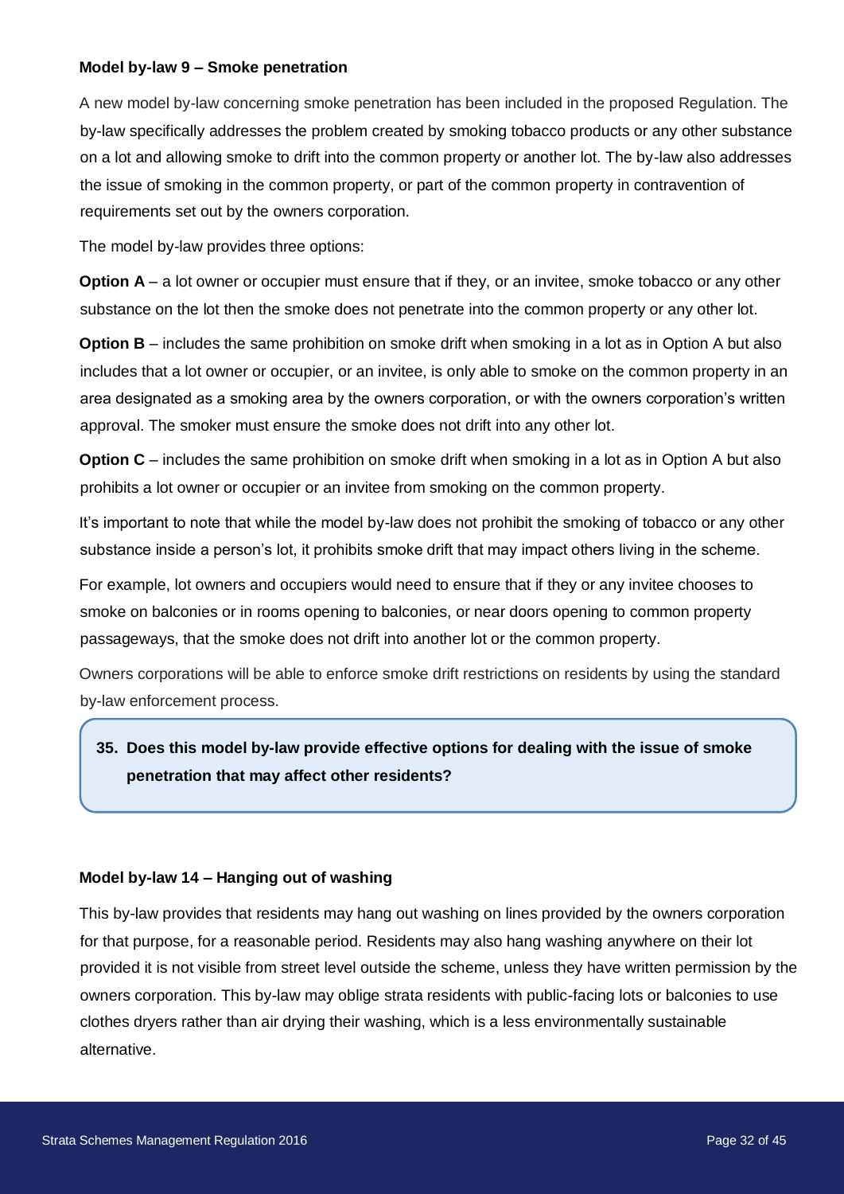**Model by-law 9 – Smoke penetration**

A new model by-law concerning smoke penetration has been included in the proposed Regulation. The by-law specifically addresses the problem created by smoking tobacco products or any other substance on a lot and allowing smoke to drift into the common property or another lot. The by-law also addresses the issue of smoking in the common property, or part of the common property in contravention of requirements set out by the owners corporation.

The model by-law provides three options:

**Option A** – a lot owner or occupier must ensure that if they, or an invitee, smoke tobacco or any other substance on the lot then the smoke does not penetrate into the common property or any other lot.

**Option B** – includes the same prohibition on smoke drift when smoking in a lot as in Option A but also includes that a lot owner or occupier, or an invitee, is only able to smoke on the common property in an area designated as a smoking area by the owners corporation, or with the owners corporation's written approval. The smoker must ensure the smoke does not drift into any other lot.

**Option C** – includes the same prohibition on smoke drift when smoking in a lot as in Option A but also prohibits a lot owner or occupier or an invitee from smoking on the common property.

It's important to note that while the model by-law does not prohibit the smoking of tobacco or any other substance inside a person's lot, it prohibits smoke drift that may impact others living in the scheme.

For example, lot owners and occupiers would need to ensure that if they or any invitee chooses to smoke on balconies or in rooms opening to balconies, or near doors opening to common property passageways, that the smoke does not drift into another lot or the common property.

Owners corporations will be able to enforce smoke drift restrictions on residents by using the standard by-law enforcement process.

> **35. Does this model by-law provide effective options for dealing with the issue of smoke penetration that may affect other residents?**

**Model by-law 14 – Hanging out of washing**

This by-law provides that residents may hang out washing on lines provided by the owners corporation for that purpose, for a reasonable period. Residents may also hang washing anywhere on their lot provided it is not visible from street level outside the scheme, unless they have written permission by the owners corporation. This by-law may oblige strata residents with public-facing lots or balconies to use clothes dryers rather than air drying their washing, which is a less environmentally sustainable alternative.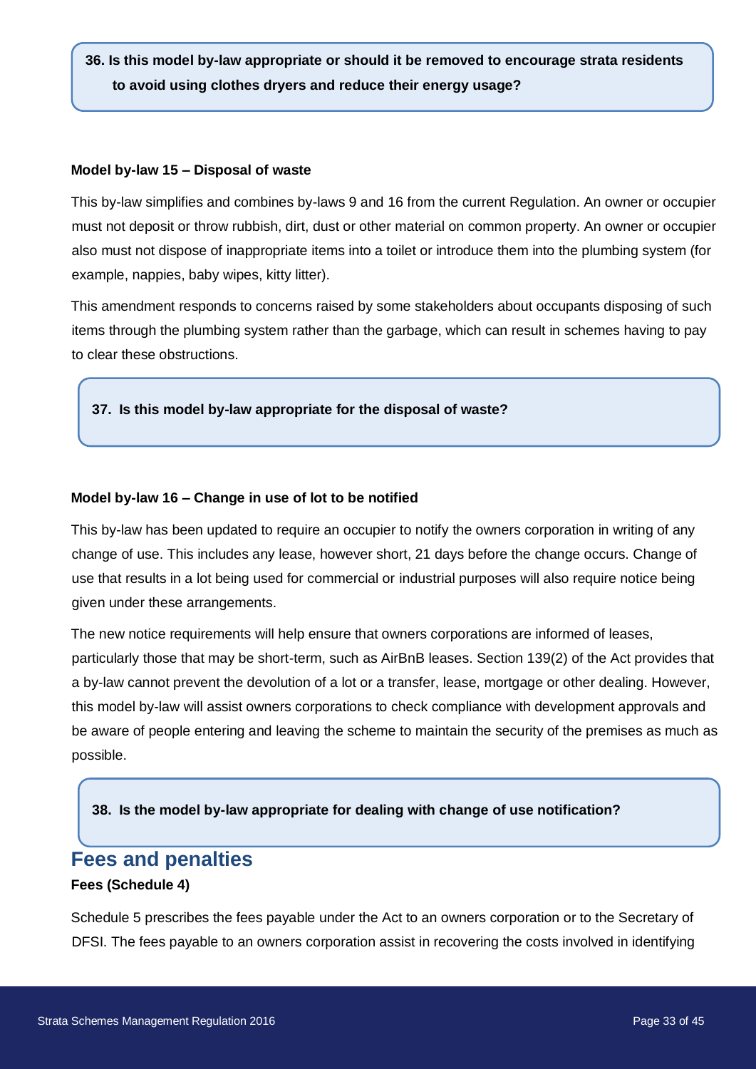**36. Is this model by-law appropriate or should it be removed to encourage strata residents to avoid using clothes dryers and reduce their energy usage?**

**Model by-law 15 – Disposal of waste**

This by-law simplifies and combines by-laws 9 and 16 from the current Regulation. An owner or occupier must not deposit or throw rubbish, dirt, dust or other material on common property. An owner or occupier also must not dispose of inappropriate items into a toilet or introduce them into the plumbing system (for example, nappies, baby wipes, kitty litter).

This amendment responds to concerns raised by some stakeholders about occupants disposing of such items through the plumbing system rather than the garbage, which can result in schemes having to pay to clear these obstructions.

**37. Is this model by-law appropriate for the disposal of waste?**

**Model by-law 16 – Change in use of lot to be notified**

This by-law has been updated to require an occupier to notify the owners corporation in writing of any change of use. This includes any lease, however short, 21 days before the change occurs. Change of use that results in a lot being used for commercial or industrial purposes will also require notice being given under these arrangements.

The new notice requirements will help ensure that owners corporations are informed of leases, particularly those that may be short-term, such as AirBnB leases. Section 139(2) of the Act provides that a by-law cannot prevent the devolution of a lot or a transfer, lease, mortgage or other dealing. However, this model by-law will assist owners corporations to check compliance with development approvals and be aware of people entering and leaving the scheme to maintain the security of the premises as much as possible.

**38. Is the model by-law appropriate for dealing with change of use notification?**

## Fees and penalties

**Fees (Schedule 4)**

Schedule 5 prescribes the fees payable under the Act to an owners corporation or to the Secretary of DFSI. The fees payable to an owners corporation assist in recovering the costs involved in identifying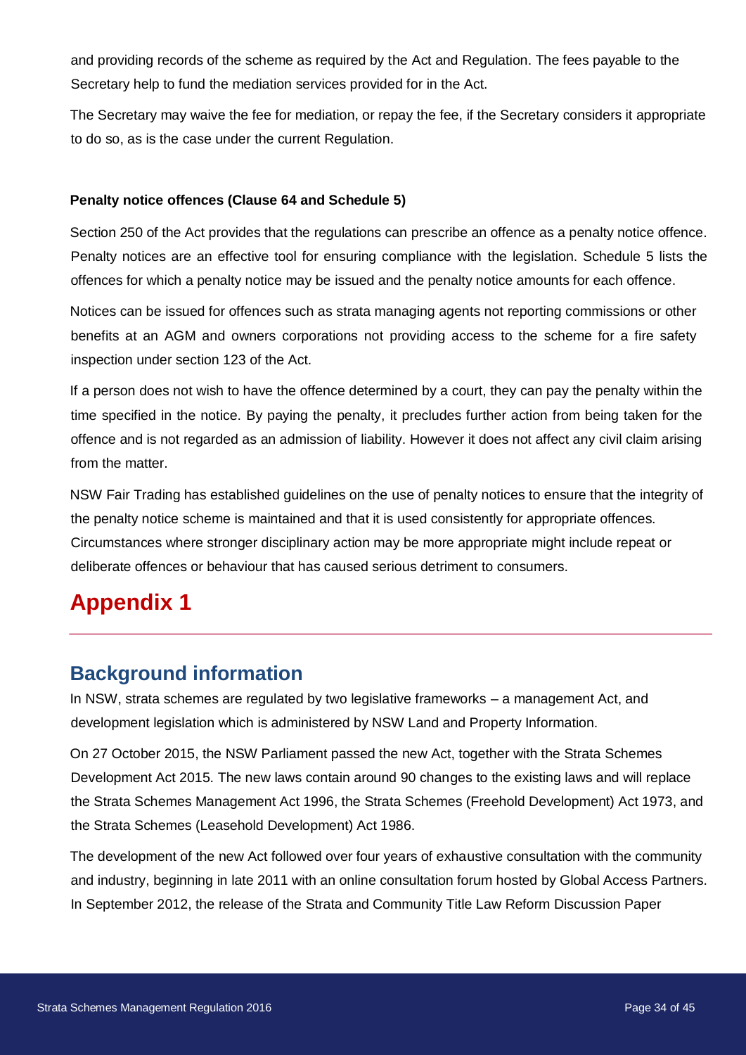and providing records of the scheme as required by the Act and Regulation. The fees payable to the Secretary help to fund the mediation services provided for in the Act.

The Secretary may waive the fee for mediation, or repay the fee, if the Secretary considers it appropriate to do so, as is the case under the current Regulation.

**Penalty notice offences (Clause 64 and Schedule 5)**

Section 250 of the Act provides that the regulations can prescribe an offence as a penalty notice offence. Penalty notices are an effective tool for ensuring compliance with the legislation. Schedule 5 lists the offences for which a penalty notice may be issued and the penalty notice amounts for each offence.

Notices can be issued for offences such as strata managing agents not reporting commissions or other benefits at an AGM and owners corporations not providing access to the scheme for a fire safety inspection under section 123 of the Act.

If a person does not wish to have the offence determined by a court, they can pay the penalty within the time specified in the notice. By paying the penalty, it precludes further action from being taken for the offence and is not regarded as an admission of liability. However it does not affect any civil claim arising from the matter.

NSW Fair Trading has established guidelines on the use of penalty notices to ensure that the integrity of the penalty notice scheme is maintained and that it is used consistently for appropriate offences. Circumstances where stronger disciplinary action may be more appropriate might include repeat or deliberate offences or behaviour that has caused serious detriment to consumers.

# Appendix 1

## Background information

In NSW, strata schemes are regulated by two legislative frameworks – a management Act, and development legislation which is administered by NSW Land and Property Information.

On 27 October 2015, the NSW Parliament passed the new Act, together with the Strata Schemes Development Act 2015. The new laws contain around 90 changes to the existing laws and will replace the Strata Schemes Management Act 1996, the Strata Schemes (Freehold Development) Act 1973, and the Strata Schemes (Leasehold Development) Act 1986.

The development of the new Act followed over four years of exhaustive consultation with the community and industry, beginning in late 2011 with an online consultation forum hosted by Global Access Partners. In September 2012, the release of the Strata and Community Title Law Reform Discussion Paper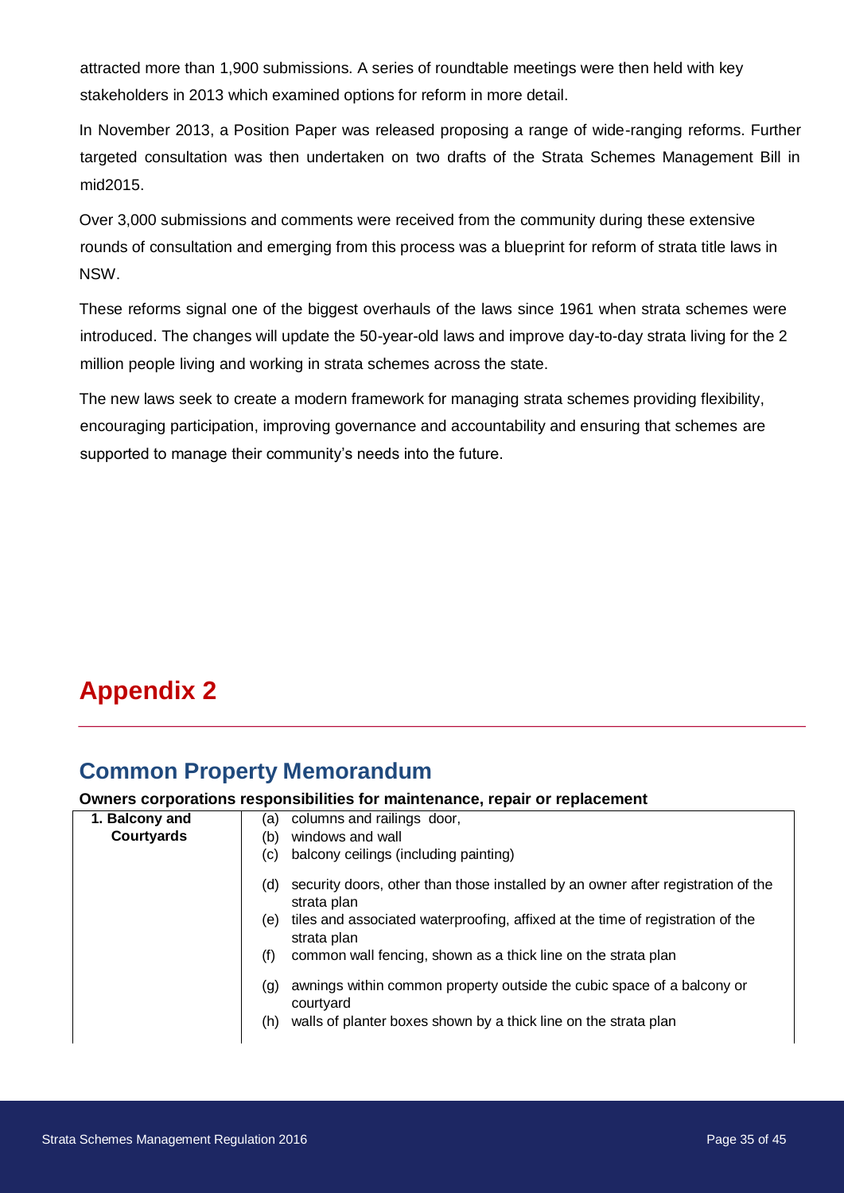attracted more than 1,900 submissions. A series of roundtable meetings were then held with key stakeholders in 2013 which examined options for reform in more detail.

In November 2013, a Position Paper was released proposing a range of wide-ranging reforms. Further targeted consultation was then undertaken on two drafts of the Strata Schemes Management Bill in mid2015.

Over 3,000 submissions and comments were received from the community during these extensive rounds of consultation and emerging from this process was a blueprint for reform of strata title laws in NSW.

These reforms signal one of the biggest overhauls of the laws since 1961 when strata schemes were introduced. The changes will update the 50-year-old laws and improve day-to-day strata living for the 2 million people living and working in strata schemes across the state.

The new laws seek to create a modern framework for managing strata schemes providing flexibility, encouraging participation, improving governance and accountability and ensuring that schemes are supported to manage their community's needs into the future.

# Appendix 2

## Common Property Memorandum

**Owners corporations responsibilities for maintenance, repair or replacement**

| | |
|---|---|
| **1. Balcony and Courtyards** | (a) columns and railings door,<br>(b) windows and wall<br>(c) balcony ceilings (including painting)<br>(d) security doors, other than those installed by an owner after registration of the strata plan<br>(e) tiles and associated waterproofing, affixed at the time of registration of the strata plan<br>(f) common wall fencing, shown as a thick line on the strata plan<br>(g) awnings within common property outside the cubic space of a balcony or courtyard<br>(h) walls of planter boxes shown by a thick line on the strata plan |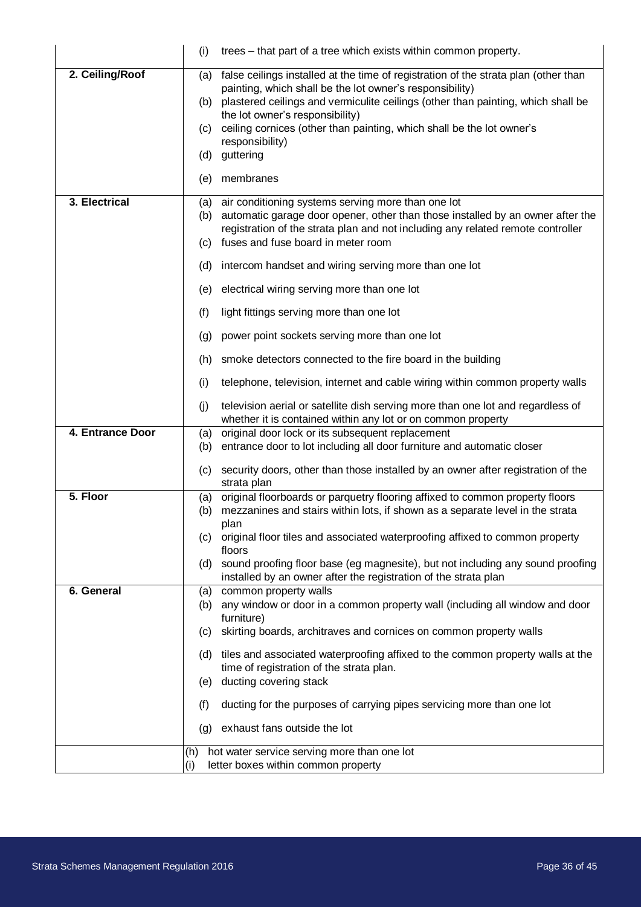| | |
|---|---|
| | (i) trees – that part of a tree which exists within common property. |
| **2. Ceiling/Roof** | (a) false ceilings installed at the time of registration of the strata plan (other than painting, which shall be the lot owner's responsibility)<br>(b) plastered ceilings and vermiculite ceilings (other than painting, which shall be the lot owner's responsibility)<br>(c) ceiling cornices (other than painting, which shall be the lot owner's responsibility)<br>(d) guttering<br>(e) membranes |
| **3. Electrical** | (a) air conditioning systems serving more than one lot<br>(b) automatic garage door opener, other than those installed by an owner after the registration of the strata plan and not including any related remote controller<br>(c) fuses and fuse board in meter room<br>(d) intercom handset and wiring serving more than one lot<br>(e) electrical wiring serving more than one lot<br>(f) light fittings serving more than one lot<br>(g) power point sockets serving more than one lot<br>(h) smoke detectors connected to the fire board in the building<br>(i) telephone, television, internet and cable wiring within common property walls<br>(j) television aerial or satellite dish serving more than one lot and regardless of whether it is contained within any lot or on common property |
| **4. Entrance Door** | (a) original door lock or its subsequent replacement<br>(b) entrance door to lot including all door furniture and automatic closer<br>(c) security doors, other than those installed by an owner after registration of the strata plan |
| **5. Floor** | (a) original floorboards or parquetry flooring affixed to common property floors<br>(b) mezzanines and stairs within lots, if shown as a separate level in the strata plan<br>(c) original floor tiles and associated waterproofing affixed to common property floors<br>(d) sound proofing floor base (eg magnesite), but not including any sound proofing installed by an owner after the registration of the strata plan |
| **6. General** | (a) common property walls<br>(b) any window or door in a common property wall (including all window and door furniture)<br>(c) skirting boards, architraves and cornices on common property walls<br>(d) tiles and associated waterproofing affixed to the common property walls at the time of registration of the strata plan.<br>(e) ducting covering stack<br>(f) ducting for the purposes of carrying pipes servicing more than one lot<br>(g) exhaust fans outside the lot |
| | (h) hot water service serving more than one lot<br>(i) letter boxes within common property |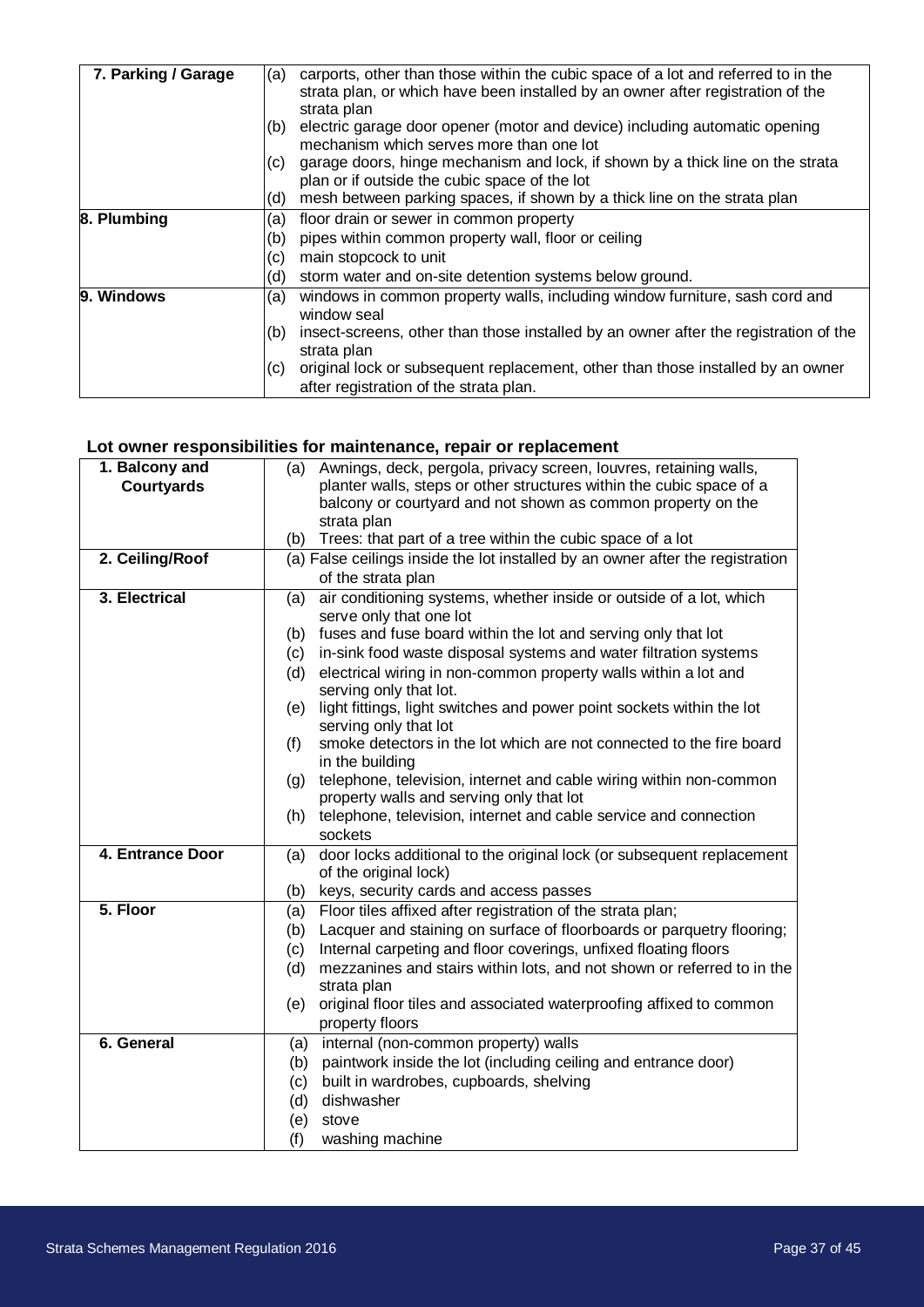| 7. Parking / Garage | (a) carports, other than those within the cubic space of a lot and referred to in the strata plan, or which have been installed by an owner after registration of the strata plan<br>(b) electric garage door opener (motor and device) including automatic opening mechanism which serves more than one lot<br>(c) garage doors, hinge mechanism and lock, if shown by a thick line on the strata plan or if outside the cubic space of the lot<br>(d) mesh between parking spaces, if shown by a thick line on the strata plan |
|---|---|
| 8. Plumbing | (a) floor drain or sewer in common property<br>(b) pipes within common property wall, floor or ceiling<br>(c) main stopcock to unit<br>(d) storm water and on-site detention systems below ground. |
| 9. Windows | (a) windows in common property walls, including window furniture, sash cord and window seal<br>(b) insect-screens, other than those installed by an owner after the registration of the strata plan<br>(c) original lock or subsequent replacement, other than those installed by an owner after registration of the strata plan. |

## Lot owner responsibilities for maintenance, repair or replacement

| 1. Balcony and Courtyards | (a) Awnings, deck, pergola, privacy screen, louvres, retaining walls, planter walls, steps or other structures within the cubic space of a balcony or courtyard and not shown as common property on the strata plan<br>(b) Trees: that part of a tree within the cubic space of a lot |
|---|---|
| 2. Ceiling/Roof | (a) False ceilings inside the lot installed by an owner after the registration of the strata plan |
| 3. Electrical | (a) air conditioning systems, whether inside or outside of a lot, which serve only that one lot<br>(b) fuses and fuse board within the lot and serving only that lot<br>(c) in-sink food waste disposal systems and water filtration systems<br>(d) electrical wiring in non-common property walls within a lot and serving only that lot.<br>(e) light fittings, light switches and power point sockets within the lot serving only that lot<br>(f) smoke detectors in the lot which are not connected to the fire board in the building<br>(g) telephone, television, internet and cable wiring within non-common property walls and serving only that lot<br>(h) telephone, television, internet and cable service and connection sockets |
| 4. Entrance Door | (a) door locks additional to the original lock (or subsequent replacement of the original lock)<br>(b) keys, security cards and access passes |
| 5. Floor | (a) Floor tiles affixed after registration of the strata plan;<br>(b) Lacquer and staining on surface of floorboards or parquetry flooring;<br>(c) Internal carpeting and floor coverings, unfixed floating floors<br>(d) mezzanines and stairs within lots, and not shown or referred to in the strata plan<br>(e) original floor tiles and associated waterproofing affixed to common property floors |
| 6. General | (a) internal (non-common property) walls<br>(b) paintwork inside the lot (including ceiling and entrance door)<br>(c) built in wardrobes, cupboards, shelving<br>(d) dishwasher<br>(e) stove<br>(f) washing machine |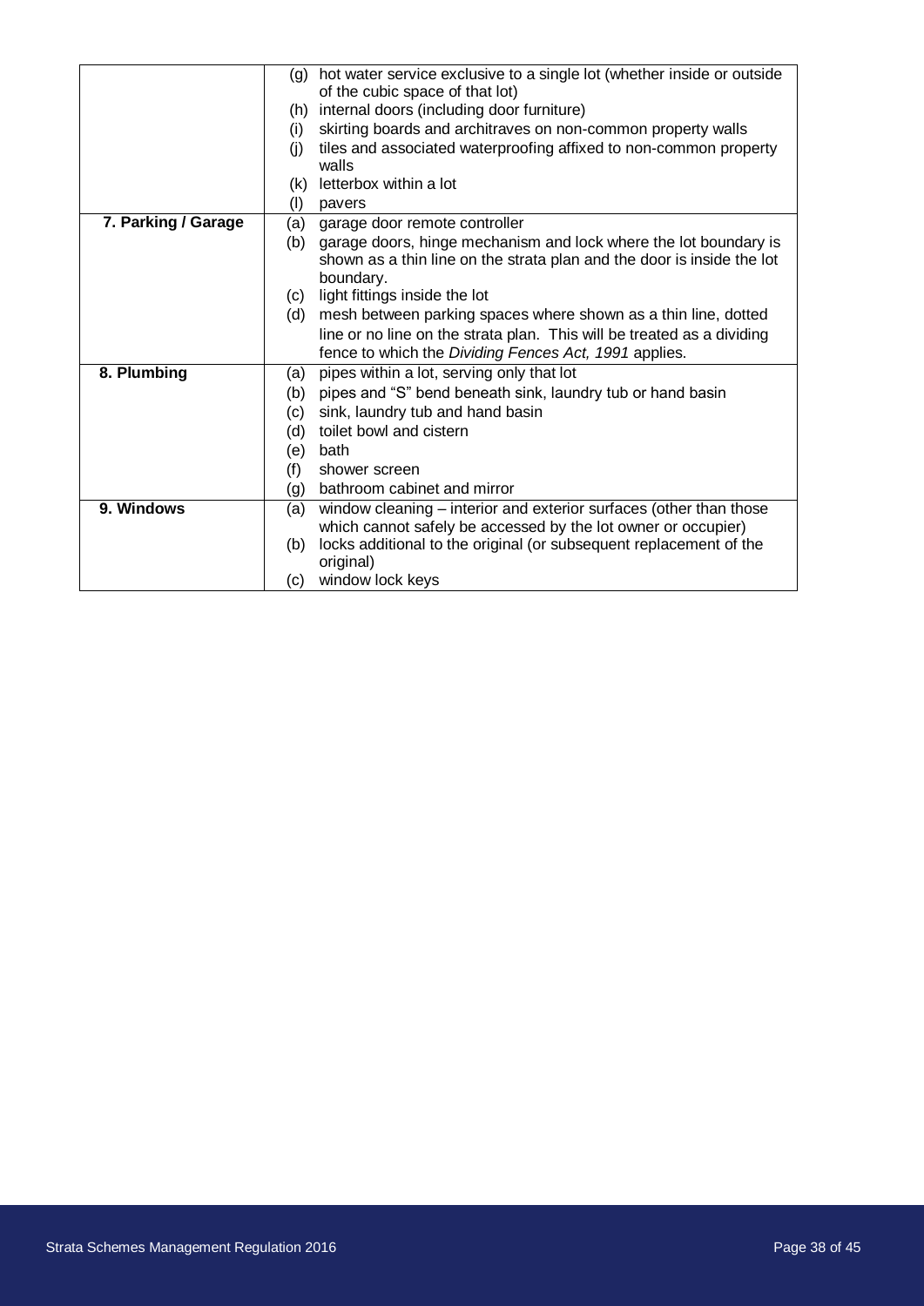| | |
|---|---|
| | (g) hot water service exclusive to a single lot (whether inside or outside of the cubic space of that lot)<br>(h) internal doors (including door furniture)<br>(i) skirting boards and architraves on non-common property walls<br>(j) tiles and associated waterproofing affixed to non-common property walls<br>(k) letterbox within a lot<br>(l) pavers |
| **7. Parking / Garage** | (a) garage door remote controller<br>(b) garage doors, hinge mechanism and lock where the lot boundary is shown as a thin line on the strata plan and the door is inside the lot boundary.<br>(c) light fittings inside the lot<br>(d) mesh between parking spaces where shown as a thin line, dotted line or no line on the strata plan. This will be treated as a dividing fence to which the *Dividing Fences Act, 1991* applies. |
| **8. Plumbing** | (a) pipes within a lot, serving only that lot<br>(b) pipes and "S" bend beneath sink, laundry tub or hand basin<br>(c) sink, laundry tub and hand basin<br>(d) toilet bowl and cistern<br>(e) bath<br>(f) shower screen<br>(g) bathroom cabinet and mirror |
| **9. Windows** | (a) window cleaning – interior and exterior surfaces (other than those which cannot safely be accessed by the lot owner or occupier)<br>(b) locks additional to the original (or subsequent replacement of the original)<br>(c) window lock keys |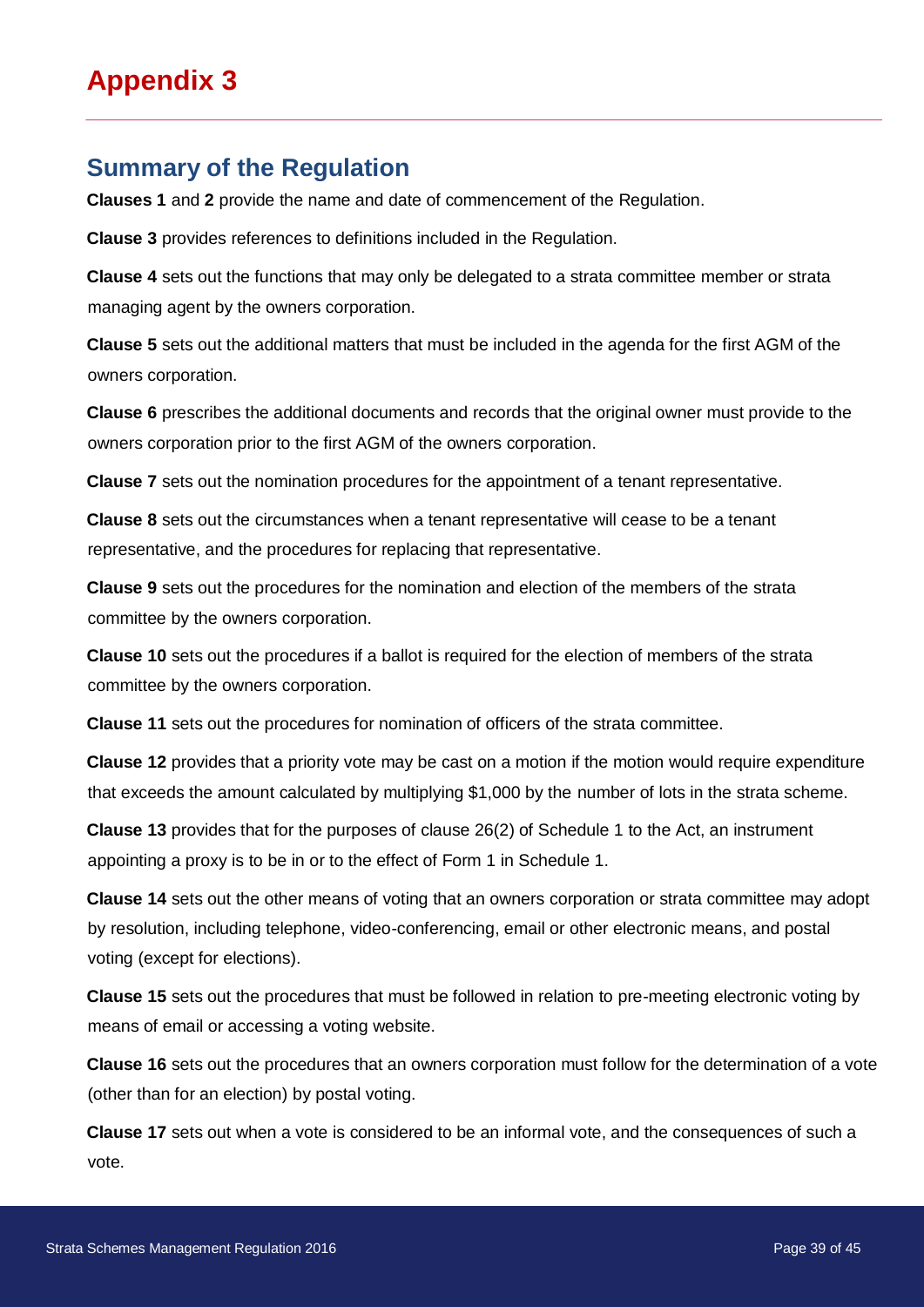# Appendix 3

## Summary of the Regulation

**Clauses 1** and **2** provide the name and date of commencement of the Regulation.

**Clause 3** provides references to definitions included in the Regulation.

**Clause 4** sets out the functions that may only be delegated to a strata committee member or strata managing agent by the owners corporation.

**Clause 5** sets out the additional matters that must be included in the agenda for the first AGM of the owners corporation.

**Clause 6** prescribes the additional documents and records that the original owner must provide to the owners corporation prior to the first AGM of the owners corporation.

**Clause 7** sets out the nomination procedures for the appointment of a tenant representative.

**Clause 8** sets out the circumstances when a tenant representative will cease to be a tenant representative, and the procedures for replacing that representative.

**Clause 9** sets out the procedures for the nomination and election of the members of the strata committee by the owners corporation.

**Clause 10** sets out the procedures if a ballot is required for the election of members of the strata committee by the owners corporation.

**Clause 11** sets out the procedures for nomination of officers of the strata committee.

**Clause 12** provides that a priority vote may be cast on a motion if the motion would require expenditure that exceeds the amount calculated by multiplying $1,000 by the number of lots in the strata scheme.

**Clause 13** provides that for the purposes of clause 26(2) of Schedule 1 to the Act, an instrument appointing a proxy is to be in or to the effect of Form 1 in Schedule 1.

**Clause 14** sets out the other means of voting that an owners corporation or strata committee may adopt by resolution, including telephone, video-conferencing, email or other electronic means, and postal voting (except for elections).

**Clause 15** sets out the procedures that must be followed in relation to pre-meeting electronic voting by means of email or accessing a voting website.

**Clause 16** sets out the procedures that an owners corporation must follow for the determination of a vote (other than for an election) by postal voting.

**Clause 17** sets out when a vote is considered to be an informal vote, and the consequences of such a vote.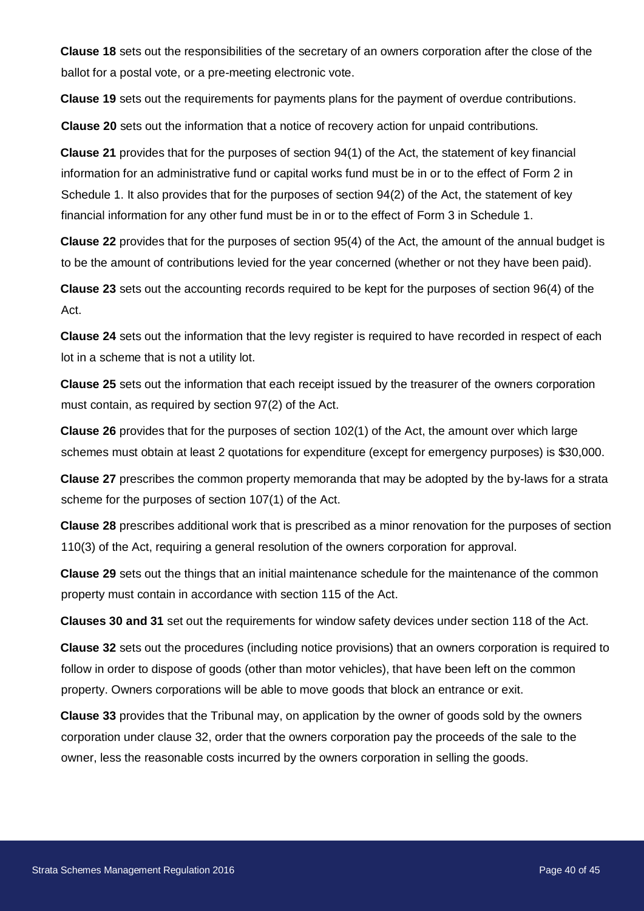**Clause 18** sets out the responsibilities of the secretary of an owners corporation after the close of the ballot for a postal vote, or a pre-meeting electronic vote.

**Clause 19** sets out the requirements for payments plans for the payment of overdue contributions.

**Clause 20** sets out the information that a notice of recovery action for unpaid contributions.

**Clause 21** provides that for the purposes of section 94(1) of the Act, the statement of key financial information for an administrative fund or capital works fund must be in or to the effect of Form 2 in Schedule 1. It also provides that for the purposes of section 94(2) of the Act, the statement of key financial information for any other fund must be in or to the effect of Form 3 in Schedule 1.

**Clause 22** provides that for the purposes of section 95(4) of the Act, the amount of the annual budget is to be the amount of contributions levied for the year concerned (whether or not they have been paid).

**Clause 23** sets out the accounting records required to be kept for the purposes of section 96(4) of the Act.

**Clause 24** sets out the information that the levy register is required to have recorded in respect of each lot in a scheme that is not a utility lot.

**Clause 25** sets out the information that each receipt issued by the treasurer of the owners corporation must contain, as required by section 97(2) of the Act.

**Clause 26** provides that for the purposes of section 102(1) of the Act, the amount over which large schemes must obtain at least 2 quotations for expenditure (except for emergency purposes) is $30,000.

**Clause 27** prescribes the common property memoranda that may be adopted by the by-laws for a strata scheme for the purposes of section 107(1) of the Act.

**Clause 28** prescribes additional work that is prescribed as a minor renovation for the purposes of section 110(3) of the Act, requiring a general resolution of the owners corporation for approval.

**Clause 29** sets out the things that an initial maintenance schedule for the maintenance of the common property must contain in accordance with section 115 of the Act.

**Clauses 30 and 31** set out the requirements for window safety devices under section 118 of the Act.

**Clause 32** sets out the procedures (including notice provisions) that an owners corporation is required to follow in order to dispose of goods (other than motor vehicles), that have been left on the common property. Owners corporations will be able to move goods that block an entrance or exit.

**Clause 33** provides that the Tribunal may, on application by the owner of goods sold by the owners corporation under clause 32, order that the owners corporation pay the proceeds of the sale to the owner, less the reasonable costs incurred by the owners corporation in selling the goods.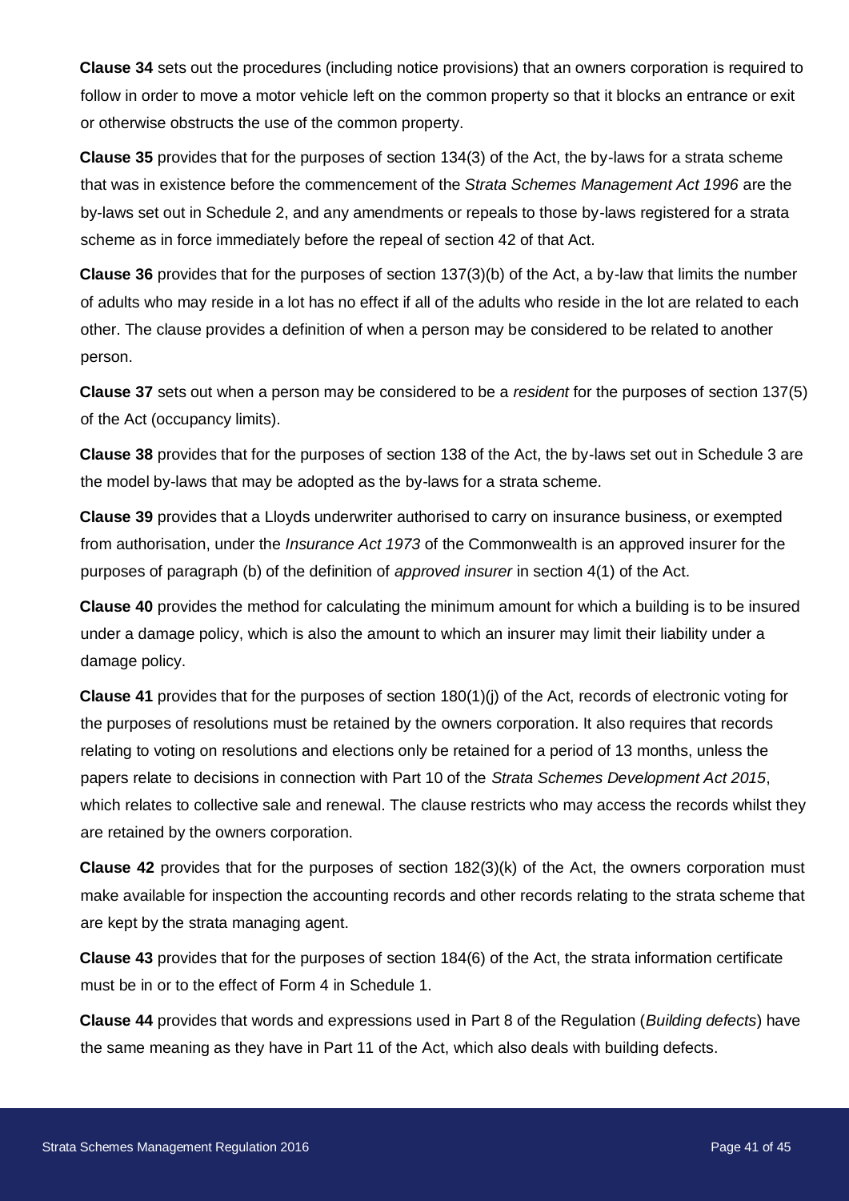**Clause 34** sets out the procedures (including notice provisions) that an owners corporation is required to follow in order to move a motor vehicle left on the common property so that it blocks an entrance or exit or otherwise obstructs the use of the common property.

**Clause 35** provides that for the purposes of section 134(3) of the Act, the by-laws for a strata scheme that was in existence before the commencement of the *Strata Schemes Management Act 1996* are the by-laws set out in Schedule 2, and any amendments or repeals to those by-laws registered for a strata scheme as in force immediately before the repeal of section 42 of that Act.

**Clause 36** provides that for the purposes of section 137(3)(b) of the Act, a by-law that limits the number of adults who may reside in a lot has no effect if all of the adults who reside in the lot are related to each other. The clause provides a definition of when a person may be considered to be related to another person.

**Clause 37** sets out when a person may be considered to be a *resident* for the purposes of section 137(5) of the Act (occupancy limits).

**Clause 38** provides that for the purposes of section 138 of the Act, the by-laws set out in Schedule 3 are the model by-laws that may be adopted as the by-laws for a strata scheme.

**Clause 39** provides that a Lloyds underwriter authorised to carry on insurance business, or exempted from authorisation, under the *Insurance Act 1973* of the Commonwealth is an approved insurer for the purposes of paragraph (b) of the definition of *approved insurer* in section 4(1) of the Act.

**Clause 40** provides the method for calculating the minimum amount for which a building is to be insured under a damage policy, which is also the amount to which an insurer may limit their liability under a damage policy.

**Clause 41** provides that for the purposes of section 180(1)(j) of the Act, records of electronic voting for the purposes of resolutions must be retained by the owners corporation. It also requires that records relating to voting on resolutions and elections only be retained for a period of 13 months, unless the papers relate to decisions in connection with Part 10 of the *Strata Schemes Development Act 2015*, which relates to collective sale and renewal. The clause restricts who may access the records whilst they are retained by the owners corporation.

**Clause 42** provides that for the purposes of section 182(3)(k) of the Act, the owners corporation must make available for inspection the accounting records and other records relating to the strata scheme that are kept by the strata managing agent.

**Clause 43** provides that for the purposes of section 184(6) of the Act, the strata information certificate must be in or to the effect of Form 4 in Schedule 1.

**Clause 44** provides that words and expressions used in Part 8 of the Regulation (*Building defects*) have the same meaning as they have in Part 11 of the Act, which also deals with building defects.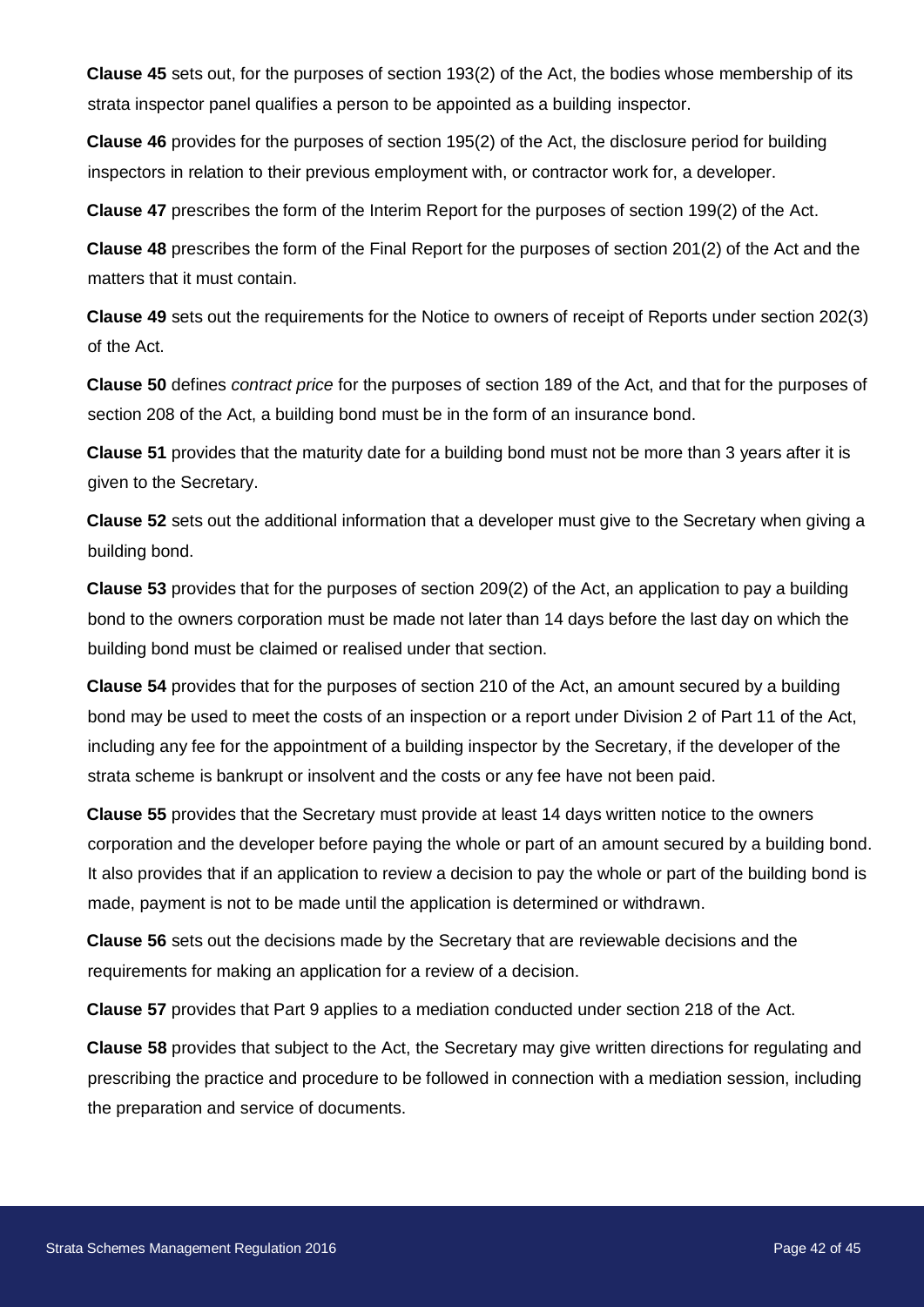**Clause 45** sets out, for the purposes of section 193(2) of the Act, the bodies whose membership of its strata inspector panel qualifies a person to be appointed as a building inspector.

**Clause 46** provides for the purposes of section 195(2) of the Act, the disclosure period for building inspectors in relation to their previous employment with, or contractor work for, a developer.

**Clause 47** prescribes the form of the Interim Report for the purposes of section 199(2) of the Act.

**Clause 48** prescribes the form of the Final Report for the purposes of section 201(2) of the Act and the matters that it must contain.

**Clause 49** sets out the requirements for the Notice to owners of receipt of Reports under section 202(3) of the Act.

**Clause 50** defines *contract price* for the purposes of section 189 of the Act, and that for the purposes of section 208 of the Act, a building bond must be in the form of an insurance bond.

**Clause 51** provides that the maturity date for a building bond must not be more than 3 years after it is given to the Secretary.

**Clause 52** sets out the additional information that a developer must give to the Secretary when giving a building bond.

**Clause 53** provides that for the purposes of section 209(2) of the Act, an application to pay a building bond to the owners corporation must be made not later than 14 days before the last day on which the building bond must be claimed or realised under that section.

**Clause 54** provides that for the purposes of section 210 of the Act, an amount secured by a building bond may be used to meet the costs of an inspection or a report under Division 2 of Part 11 of the Act, including any fee for the appointment of a building inspector by the Secretary, if the developer of the strata scheme is bankrupt or insolvent and the costs or any fee have not been paid.

**Clause 55** provides that the Secretary must provide at least 14 days written notice to the owners corporation and the developer before paying the whole or part of an amount secured by a building bond. It also provides that if an application to review a decision to pay the whole or part of the building bond is made, payment is not to be made until the application is determined or withdrawn.

**Clause 56** sets out the decisions made by the Secretary that are reviewable decisions and the requirements for making an application for a review of a decision.

**Clause 57** provides that Part 9 applies to a mediation conducted under section 218 of the Act.

**Clause 58** provides that subject to the Act, the Secretary may give written directions for regulating and prescribing the practice and procedure to be followed in connection with a mediation session, including the preparation and service of documents.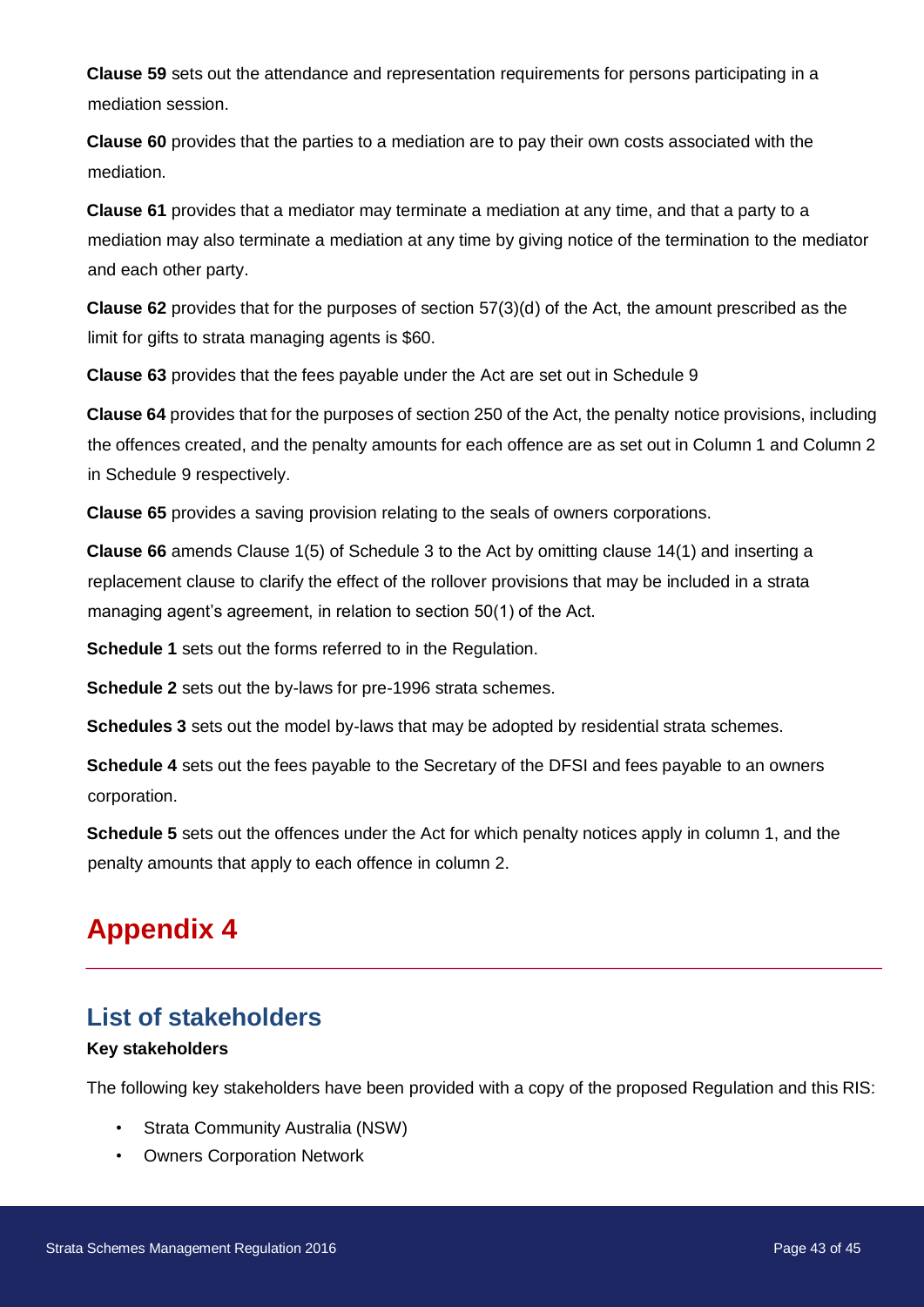**Clause 59** sets out the attendance and representation requirements for persons participating in a mediation session.

**Clause 60** provides that the parties to a mediation are to pay their own costs associated with the mediation.

**Clause 61** provides that a mediator may terminate a mediation at any time, and that a party to a mediation may also terminate a mediation at any time by giving notice of the termination to the mediator and each other party.

**Clause 62** provides that for the purposes of section 57(3)(d) of the Act, the amount prescribed as the limit for gifts to strata managing agents is $60.

**Clause 63** provides that the fees payable under the Act are set out in Schedule 9

**Clause 64** provides that for the purposes of section 250 of the Act, the penalty notice provisions, including the offences created, and the penalty amounts for each offence are as set out in Column 1 and Column 2 in Schedule 9 respectively.

**Clause 65** provides a saving provision relating to the seals of owners corporations.

**Clause 66** amends Clause 1(5) of Schedule 3 to the Act by omitting clause 14(1) and inserting a replacement clause to clarify the effect of the rollover provisions that may be included in a strata managing agent's agreement, in relation to section 50(1) of the Act.

**Schedule 1** sets out the forms referred to in the Regulation.

**Schedule 2** sets out the by-laws for pre-1996 strata schemes.

**Schedules 3** sets out the model by-laws that may be adopted by residential strata schemes.

**Schedule 4** sets out the fees payable to the Secretary of the DFSI and fees payable to an owners corporation.

**Schedule 5** sets out the offences under the Act for which penalty notices apply in column 1, and the penalty amounts that apply to each offence in column 2.

# Appendix 4

## List of stakeholders

**Key stakeholders**

The following key stakeholders have been provided with a copy of the proposed Regulation and this RIS:

- Strata Community Australia (NSW)
- Owners Corporation Network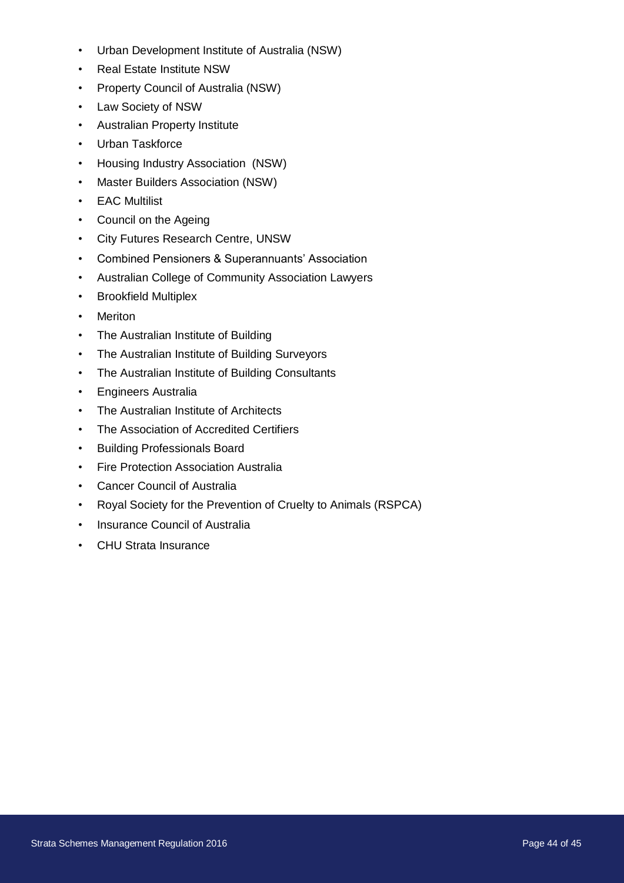- Urban Development Institute of Australia (NSW)
- Real Estate Institute NSW
- Property Council of Australia (NSW)
- Law Society of NSW
- Australian Property Institute
- Urban Taskforce
- Housing Industry Association (NSW)
- Master Builders Association (NSW)
- EAC Multilist
- Council on the Ageing
- City Futures Research Centre, UNSW
- Combined Pensioners & Superannuants' Association
- Australian College of Community Association Lawyers
- Brookfield Multiplex
- Meriton
- The Australian Institute of Building
- The Australian Institute of Building Surveyors
- The Australian Institute of Building Consultants
- Engineers Australia
- The Australian Institute of Architects
- The Association of Accredited Certifiers
- Building Professionals Board
- Fire Protection Association Australia
- Cancer Council of Australia
- Royal Society for the Prevention of Cruelty to Animals (RSPCA)
- Insurance Council of Australia
- CHU Strata Insurance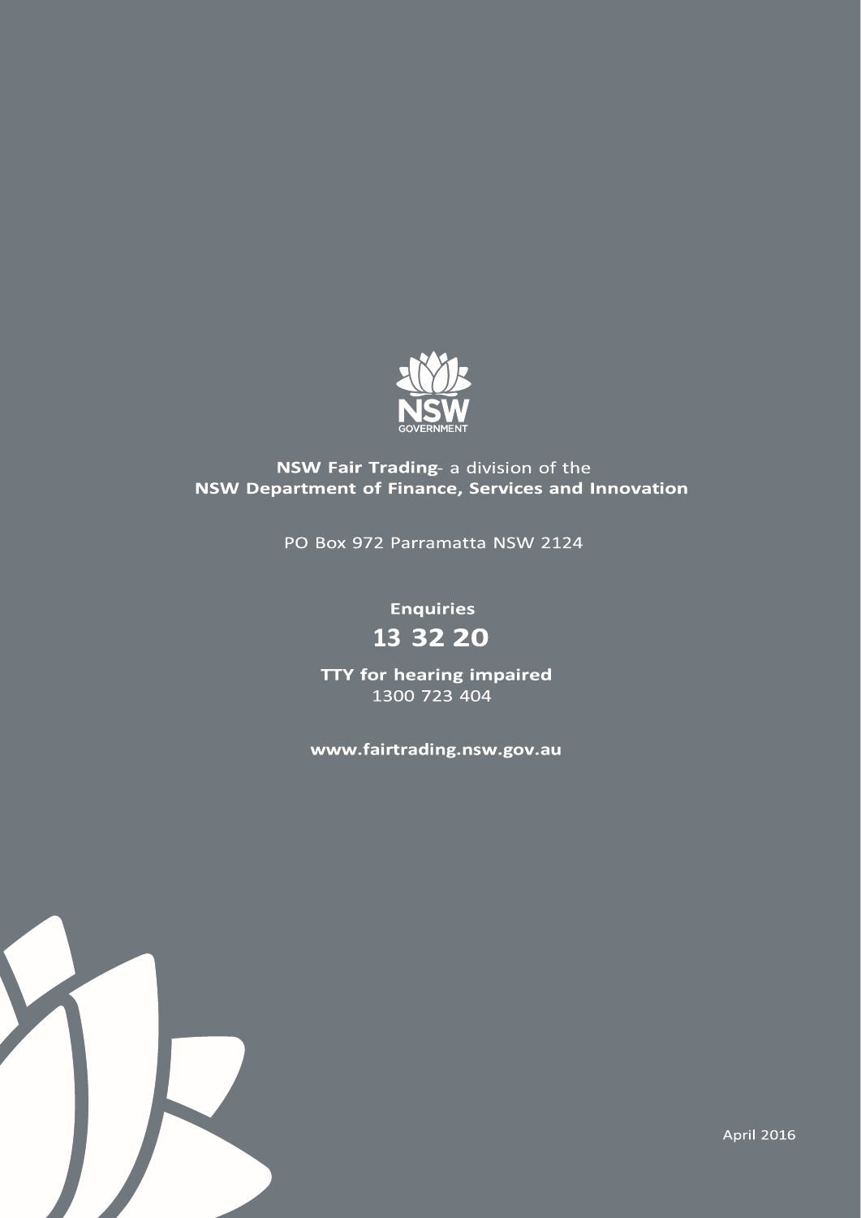NSW GOVERNMENT

**NSW Fair Trading**- a division of the
**NSW Department of Finance, Services and Innovation**

PO Box 972 Parramatta NSW 2124

**Enquiries**

**13 32 20**

**TTY for hearing impaired**
1300 723 404

**www.fairtrading.nsw.gov.au**

April 2016